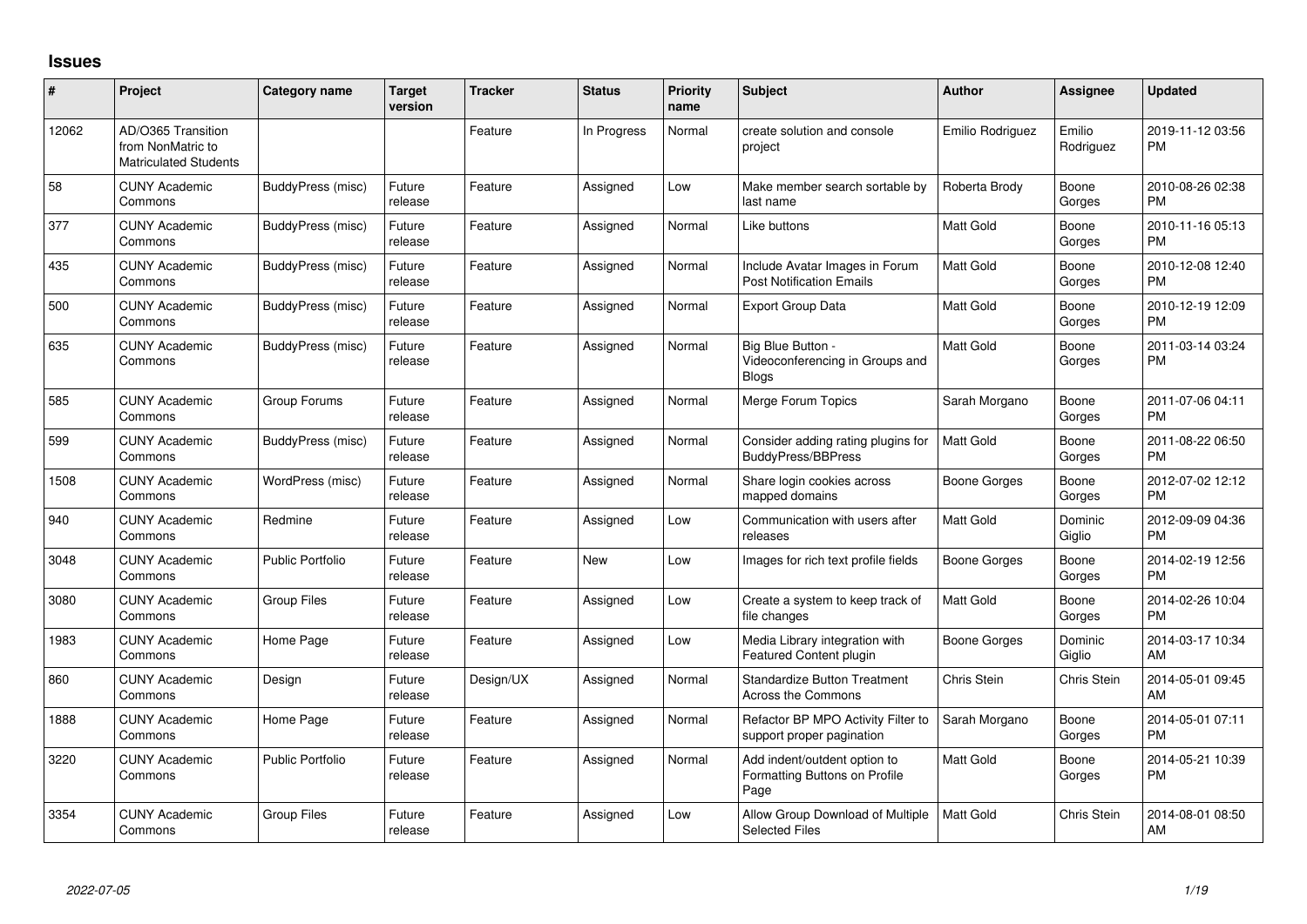## Issues

| # | Project | Category name | Target version | Tracker | Status | Priority name | Subject | Author | Assignee | Updated |
|---|---|---|---|---|---|---|---|---|---|---|
| 12062 | AD/O365 Transition from NonMatric to Matriculated Students | | | Feature | In Progress | Normal | create solution and console project | Emilio Rodriguez | Emilio Rodriguez | 2019-11-12 03:56 PM |
| 58 | CUNY Academic Commons | BuddyPress (misc) | Future release | Feature | Assigned | Low | Make member search sortable by last name | Roberta Brody | Boone Gorges | 2010-08-26 02:38 PM |
| 377 | CUNY Academic Commons | BuddyPress (misc) | Future release | Feature | Assigned | Normal | Like buttons | Matt Gold | Boone Gorges | 2010-11-16 05:13 PM |
| 435 | CUNY Academic Commons | BuddyPress (misc) | Future release | Feature | Assigned | Normal | Include Avatar Images in Forum Post Notification Emails | Matt Gold | Boone Gorges | 2010-12-08 12:40 PM |
| 500 | CUNY Academic Commons | BuddyPress (misc) | Future release | Feature | Assigned | Normal | Export Group Data | Matt Gold | Boone Gorges | 2010-12-19 12:09 PM |
| 635 | CUNY Academic Commons | BuddyPress (misc) | Future release | Feature | Assigned | Normal | Big Blue Button - Videoconferencing in Groups and Blogs | Matt Gold | Boone Gorges | 2011-03-14 03:24 PM |
| 585 | CUNY Academic Commons | Group Forums | Future release | Feature | Assigned | Normal | Merge Forum Topics | Sarah Morgano | Boone Gorges | 2011-07-06 04:11 PM |
| 599 | CUNY Academic Commons | BuddyPress (misc) | Future release | Feature | Assigned | Normal | Consider adding rating plugins for BuddyPress/BBPress | Matt Gold | Boone Gorges | 2011-08-22 06:50 PM |
| 1508 | CUNY Academic Commons | WordPress (misc) | Future release | Feature | Assigned | Normal | Share login cookies across mapped domains | Boone Gorges | Boone Gorges | 2012-07-02 12:12 PM |
| 940 | CUNY Academic Commons | Redmine | Future release | Feature | Assigned | Low | Communication with users after releases | Matt Gold | Dominic Giglio | 2012-09-09 04:36 PM |
| 3048 | CUNY Academic Commons | Public Portfolio | Future release | Feature | New | Low | Images for rich text profile fields | Boone Gorges | Boone Gorges | 2014-02-19 12:56 PM |
| 3080 | CUNY Academic Commons | Group Files | Future release | Feature | Assigned | Low | Create a system to keep track of file changes | Matt Gold | Boone Gorges | 2014-02-26 10:04 PM |
| 1983 | CUNY Academic Commons | Home Page | Future release | Feature | Assigned | Low | Media Library integration with Featured Content plugin | Boone Gorges | Dominic Giglio | 2014-03-17 10:34 AM |
| 860 | CUNY Academic Commons | Design | Future release | Design/UX | Assigned | Normal | Standardize Button Treatment Across the Commons | Chris Stein | Chris Stein | 2014-05-01 09:45 AM |
| 1888 | CUNY Academic Commons | Home Page | Future release | Feature | Assigned | Normal | Refactor BP MPO Activity Filter to support proper pagination | Sarah Morgano | Boone Gorges | 2014-05-01 07:11 PM |
| 3220 | CUNY Academic Commons | Public Portfolio | Future release | Feature | Assigned | Normal | Add indent/outdent option to Formatting Buttons on Profile Page | Matt Gold | Boone Gorges | 2014-05-21 10:39 PM |
| 3354 | CUNY Academic Commons | Group Files | Future release | Feature | Assigned | Low | Allow Group Download of Multiple Selected Files | Matt Gold | Chris Stein | 2014-08-01 08:50 AM |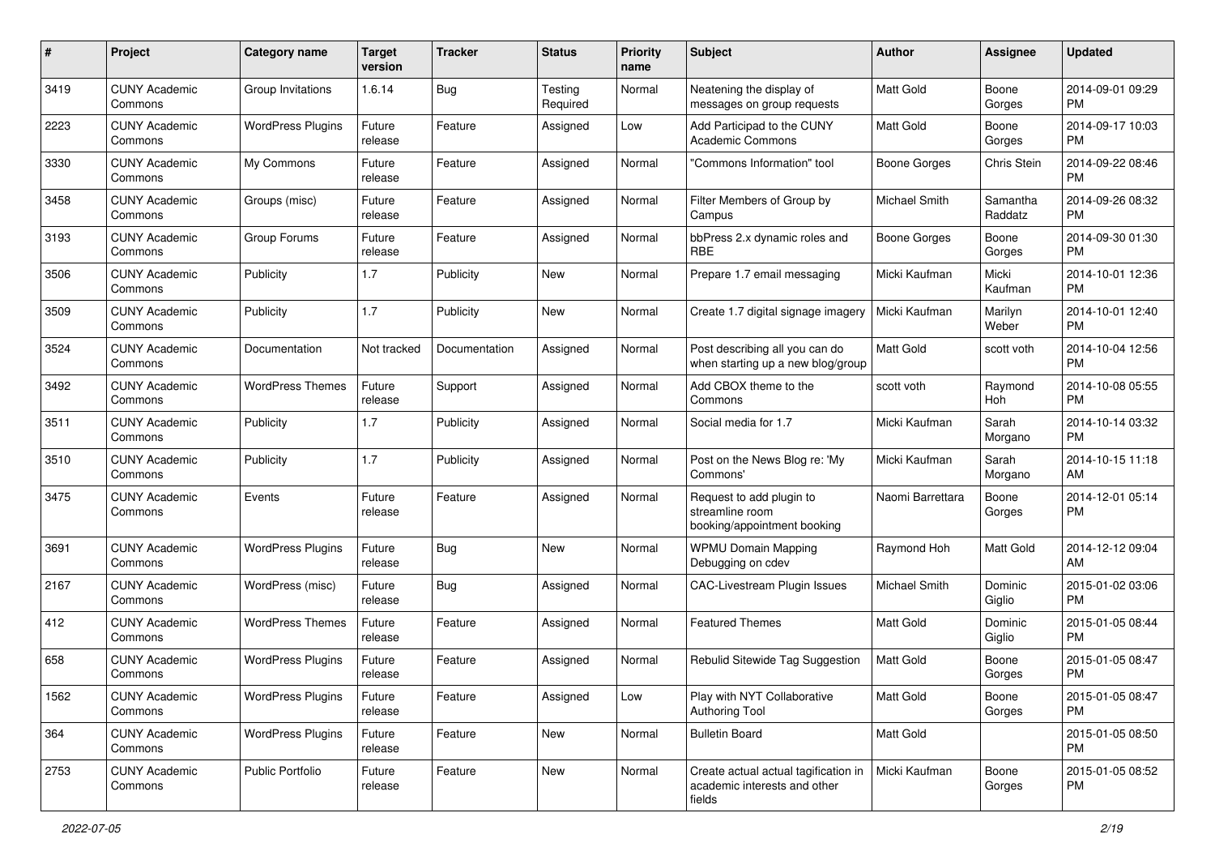| # | Project | Category name | Target version | Tracker | Status | Priority name | Subject | Author | Assignee | Updated |
|---|---|---|---|---|---|---|---|---|---|---|
| 3419 | CUNY Academic Commons | Group Invitations | 1.6.14 | Bug | Testing Required | Normal | Neatening the display of messages on group requests | Matt Gold | Boone Gorges | 2014-09-01 09:29 PM |
| 2223 | CUNY Academic Commons | WordPress Plugins | Future release | Feature | Assigned | Low | Add Participad to the CUNY Academic Commons | Matt Gold | Boone Gorges | 2014-09-17 10:03 PM |
| 3330 | CUNY Academic Commons | My Commons | Future release | Feature | Assigned | Normal | "Commons Information" tool | Boone Gorges | Chris Stein | 2014-09-22 08:46 PM |
| 3458 | CUNY Academic Commons | Groups (misc) | Future release | Feature | Assigned | Normal | Filter Members of Group by Campus | Michael Smith | Samantha Raddatz | 2014-09-26 08:32 PM |
| 3193 | CUNY Academic Commons | Group Forums | Future release | Feature | Assigned | Normal | bbPress 2.x dynamic roles and RBE | Boone Gorges | Boone Gorges | 2014-09-30 01:30 PM |
| 3506 | CUNY Academic Commons | Publicity | 1.7 | Publicity | New | Normal | Prepare 1.7 email messaging | Micki Kaufman | Micki Kaufman | 2014-10-01 12:36 PM |
| 3509 | CUNY Academic Commons | Publicity | 1.7 | Publicity | New | Normal | Create 1.7 digital signage imagery | Micki Kaufman | Marilyn Weber | 2014-10-01 12:40 PM |
| 3524 | CUNY Academic Commons | Documentation | Not tracked | Documentation | Assigned | Normal | Post describing all you can do when starting up a new blog/group | Matt Gold | scott voth | 2014-10-04 12:56 PM |
| 3492 | CUNY Academic Commons | WordPress Themes | Future release | Support | Assigned | Normal | Add CBOX theme to the Commons | scott voth | Raymond Hoh | 2014-10-08 05:55 PM |
| 3511 | CUNY Academic Commons | Publicity | 1.7 | Publicity | Assigned | Normal | Social media for 1.7 | Micki Kaufman | Sarah Morgano | 2014-10-14 03:32 PM |
| 3510 | CUNY Academic Commons | Publicity | 1.7 | Publicity | Assigned | Normal | Post on the News Blog re: 'My Commons' | Micki Kaufman | Sarah Morgano | 2014-10-15 11:18 AM |
| 3475 | CUNY Academic Commons | Events | Future release | Feature | Assigned | Normal | Request to add plugin to streamline room booking/appointment booking | Naomi Barrettara | Boone Gorges | 2014-12-01 05:14 PM |
| 3691 | CUNY Academic Commons | WordPress Plugins | Future release | Bug | New | Normal | WPMU Domain Mapping Debugging on cdev | Raymond Hoh | Matt Gold | 2014-12-12 09:04 AM |
| 2167 | CUNY Academic Commons | WordPress (misc) | Future release | Bug | Assigned | Normal | CAC-Livestream Plugin Issues | Michael Smith | Dominic Giglio | 2015-01-02 03:06 PM |
| 412 | CUNY Academic Commons | WordPress Themes | Future release | Feature | Assigned | Normal | Featured Themes | Matt Gold | Dominic Giglio | 2015-01-05 08:44 PM |
| 658 | CUNY Academic Commons | WordPress Plugins | Future release | Feature | Assigned | Normal | Rebulid Sitewide Tag Suggestion | Matt Gold | Boone Gorges | 2015-01-05 08:47 PM |
| 1562 | CUNY Academic Commons | WordPress Plugins | Future release | Feature | Assigned | Low | Play with NYT Collaborative Authoring Tool | Matt Gold | Boone Gorges | 2015-01-05 08:47 PM |
| 364 | CUNY Academic Commons | WordPress Plugins | Future release | Feature | New | Normal | Bulletin Board | Matt Gold | | 2015-01-05 08:50 PM |
| 2753 | CUNY Academic Commons | Public Portfolio | Future release | Feature | New | Normal | Create actual actual tagification in academic interests and other fields | Micki Kaufman | Boone Gorges | 2015-01-05 08:52 PM |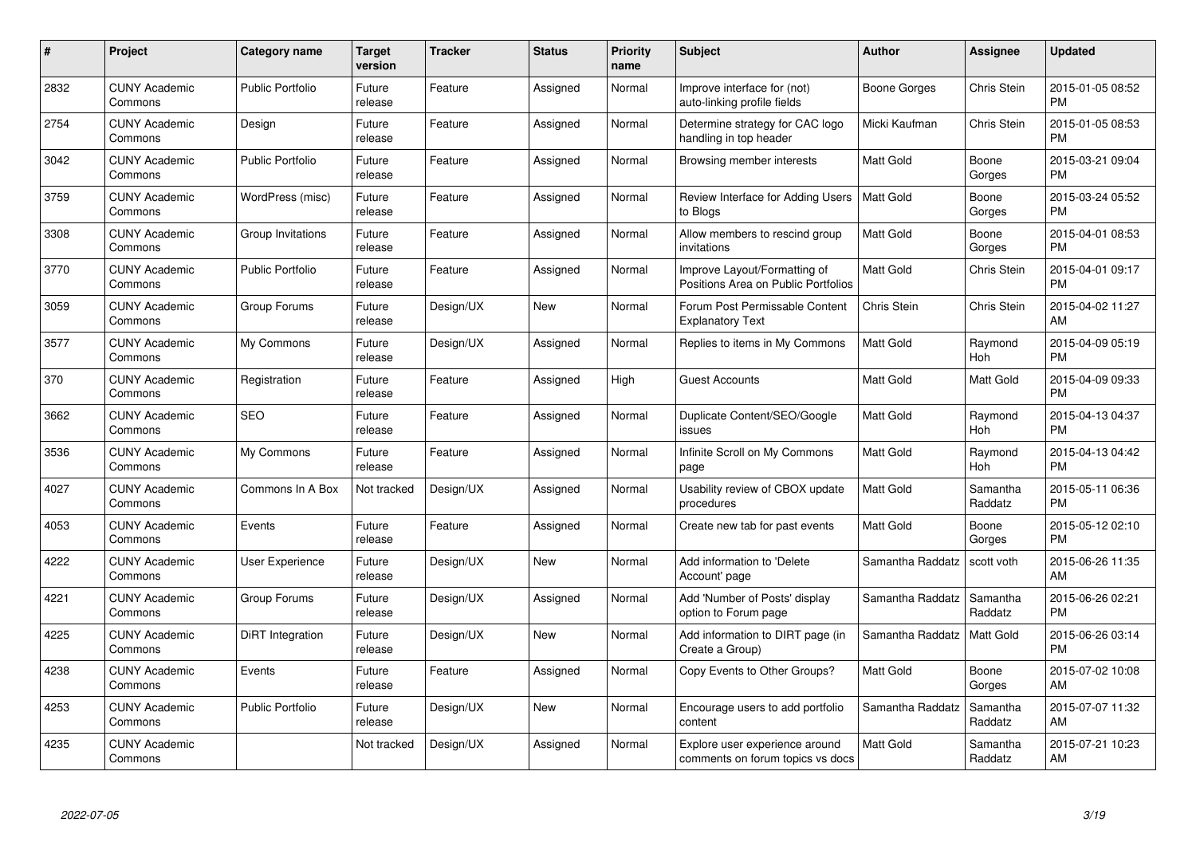| # | Project | Category name | Target version | Tracker | Status | Priority name | Subject | Author | Assignee | Updated |
|---|---|---|---|---|---|---|---|---|---|---|
| 2832 | CUNY Academic Commons | Public Portfolio | Future release | Feature | Assigned | Normal | Improve interface for (not) auto-linking profile fields | Boone Gorges | Chris Stein | 2015-01-05 08:52 PM |
| 2754 | CUNY Academic Commons | Design | Future release | Feature | Assigned | Normal | Determine strategy for CAC logo handling in top header | Micki Kaufman | Chris Stein | 2015-01-05 08:53 PM |
| 3042 | CUNY Academic Commons | Public Portfolio | Future release | Feature | Assigned | Normal | Browsing member interests | Matt Gold | Boone Gorges | 2015-03-21 09:04 PM |
| 3759 | CUNY Academic Commons | WordPress (misc) | Future release | Feature | Assigned | Normal | Review Interface for Adding Users to Blogs | Matt Gold | Boone Gorges | 2015-03-24 05:52 PM |
| 3308 | CUNY Academic Commons | Group Invitations | Future release | Feature | Assigned | Normal | Allow members to rescind group invitations | Matt Gold | Boone Gorges | 2015-04-01 08:53 PM |
| 3770 | CUNY Academic Commons | Public Portfolio | Future release | Feature | Assigned | Normal | Improve Layout/Formatting of Positions Area on Public Portfolios | Matt Gold | Chris Stein | 2015-04-01 09:17 PM |
| 3059 | CUNY Academic Commons | Group Forums | Future release | Design/UX | New | Normal | Forum Post Permissable Content Explanatory Text | Chris Stein | Chris Stein | 2015-04-02 11:27 AM |
| 3577 | CUNY Academic Commons | My Commons | Future release | Design/UX | Assigned | Normal | Replies to items in My Commons | Matt Gold | Raymond Hoh | 2015-04-09 05:19 PM |
| 370 | CUNY Academic Commons | Registration | Future release | Feature | Assigned | High | Guest Accounts | Matt Gold | Matt Gold | 2015-04-09 09:33 PM |
| 3662 | CUNY Academic Commons | SEO | Future release | Feature | Assigned | Normal | Duplicate Content/SEO/Google issues | Matt Gold | Raymond Hoh | 2015-04-13 04:37 PM |
| 3536 | CUNY Academic Commons | My Commons | Future release | Feature | Assigned | Normal | Infinite Scroll on My Commons page | Matt Gold | Raymond Hoh | 2015-04-13 04:42 PM |
| 4027 | CUNY Academic Commons | Commons In A Box | Not tracked | Design/UX | Assigned | Normal | Usability review of CBOX update procedures | Matt Gold | Samantha Raddatz | 2015-05-11 06:36 PM |
| 4053 | CUNY Academic Commons | Events | Future release | Feature | Assigned | Normal | Create new tab for past events | Matt Gold | Boone Gorges | 2015-05-12 02:10 PM |
| 4222 | CUNY Academic Commons | User Experience | Future release | Design/UX | New | Normal | Add information to 'Delete Account' page | Samantha Raddatz | scott voth | 2015-06-26 11:35 AM |
| 4221 | CUNY Academic Commons | Group Forums | Future release | Design/UX | Assigned | Normal | Add 'Number of Posts' display option to Forum page | Samantha Raddatz | Samantha Raddatz | 2015-06-26 02:21 PM |
| 4225 | CUNY Academic Commons | DiRT Integration | Future release | Design/UX | New | Normal | Add information to DIRT page (in Create a Group) | Samantha Raddatz | Matt Gold | 2015-06-26 03:14 PM |
| 4238 | CUNY Academic Commons | Events | Future release | Feature | Assigned | Normal | Copy Events to Other Groups? | Matt Gold | Boone Gorges | 2015-07-02 10:08 AM |
| 4253 | CUNY Academic Commons | Public Portfolio | Future release | Design/UX | New | Normal | Encourage users to add portfolio content | Samantha Raddatz | Samantha Raddatz | 2015-07-07 11:32 AM |
| 4235 | CUNY Academic Commons | | Not tracked | Design/UX | Assigned | Normal | Explore user experience around comments on forum topics vs docs | Matt Gold | Samantha Raddatz | 2015-07-21 10:23 AM |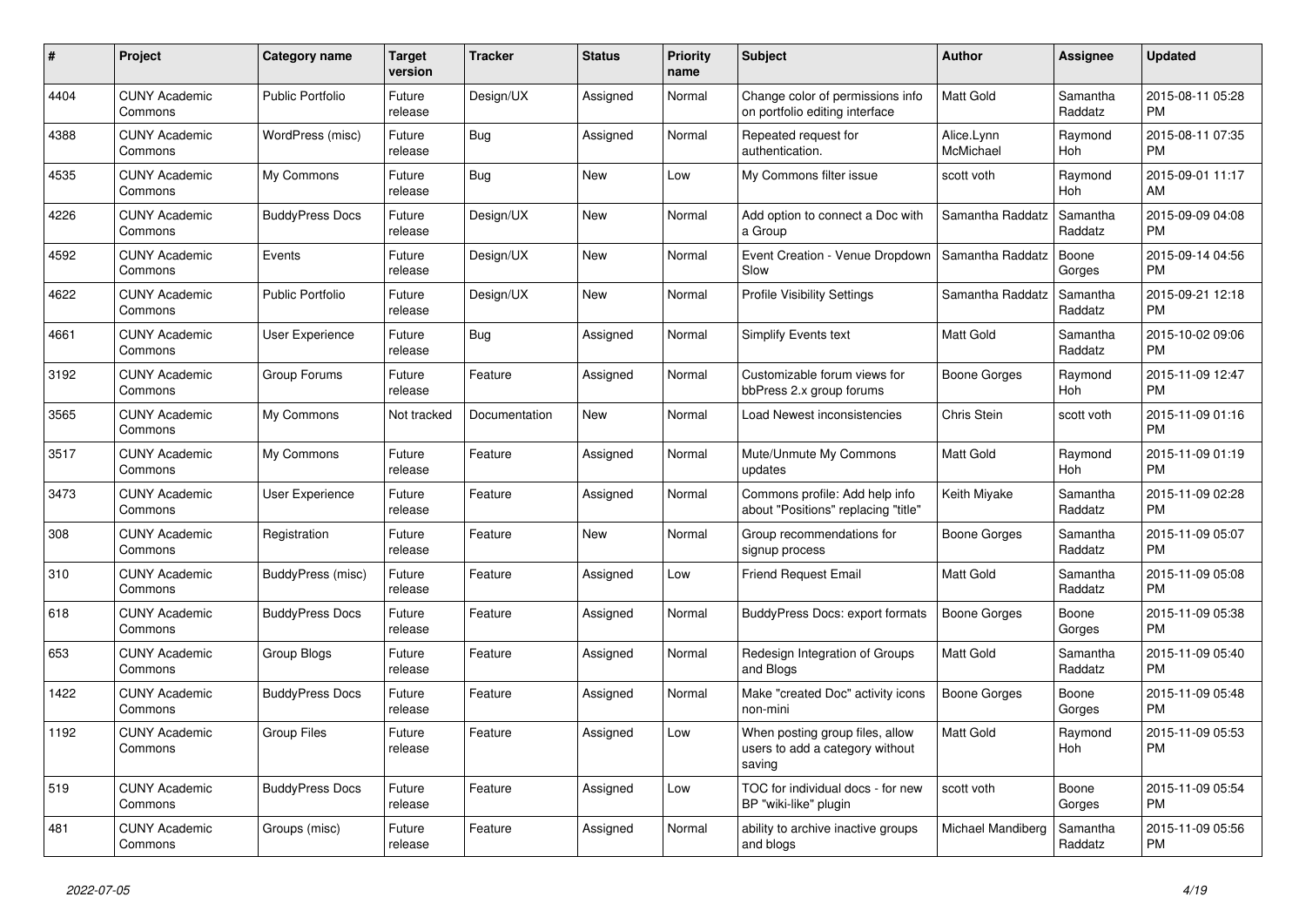| # | Project | Category name | Target version | Tracker | Status | Priority name | Subject | Author | Assignee | Updated |
|---|---|---|---|---|---|---|---|---|---|---|
| 4404 | CUNY Academic Commons | Public Portfolio | Future release | Design/UX | Assigned | Normal | Change color of permissions info on portfolio editing interface | Matt Gold | Samantha Raddatz | 2015-08-11 05:28 PM |
| 4388 | CUNY Academic Commons | WordPress (misc) | Future release | Bug | Assigned | Normal | Repeated request for authentication. | Alice.Lynn McMichael | Raymond Hoh | 2015-08-11 07:35 PM |
| 4535 | CUNY Academic Commons | My Commons | Future release | Bug | New | Low | My Commons filter issue | scott voth | Raymond Hoh | 2015-09-01 11:17 AM |
| 4226 | CUNY Academic Commons | BuddyPress Docs | Future release | Design/UX | New | Normal | Add option to connect a Doc with a Group | Samantha Raddatz | Samantha Raddatz | 2015-09-09 04:08 PM |
| 4592 | CUNY Academic Commons | Events | Future release | Design/UX | New | Normal | Event Creation - Venue Dropdown Slow | Samantha Raddatz | Boone Gorges | 2015-09-14 04:56 PM |
| 4622 | CUNY Academic Commons | Public Portfolio | Future release | Design/UX | New | Normal | Profile Visibility Settings | Samantha Raddatz | Samantha Raddatz | 2015-09-21 12:18 PM |
| 4661 | CUNY Academic Commons | User Experience | Future release | Bug | Assigned | Normal | Simplify Events text | Matt Gold | Samantha Raddatz | 2015-10-02 09:06 PM |
| 3192 | CUNY Academic Commons | Group Forums | Future release | Feature | Assigned | Normal | Customizable forum views for bbPress 2.x group forums | Boone Gorges | Raymond Hoh | 2015-11-09 12:47 PM |
| 3565 | CUNY Academic Commons | My Commons | Not tracked | Documentation | New | Normal | Load Newest inconsistencies | Chris Stein | scott voth | 2015-11-09 01:16 PM |
| 3517 | CUNY Academic Commons | My Commons | Future release | Feature | Assigned | Normal | Mute/Unmute My Commons updates | Matt Gold | Raymond Hoh | 2015-11-09 01:19 PM |
| 3473 | CUNY Academic Commons | User Experience | Future release | Feature | Assigned | Normal | Commons profile: Add help info about "Positions" replacing "title" | Keith Miyake | Samantha Raddatz | 2015-11-09 02:28 PM |
| 308 | CUNY Academic Commons | Registration | Future release | Feature | New | Normal | Group recommendations for signup process | Boone Gorges | Samantha Raddatz | 2015-11-09 05:07 PM |
| 310 | CUNY Academic Commons | BuddyPress (misc) | Future release | Feature | Assigned | Low | Friend Request Email | Matt Gold | Samantha Raddatz | 2015-11-09 05:08 PM |
| 618 | CUNY Academic Commons | BuddyPress Docs | Future release | Feature | Assigned | Normal | BuddyPress Docs: export formats | Boone Gorges | Boone Gorges | 2015-11-09 05:38 PM |
| 653 | CUNY Academic Commons | Group Blogs | Future release | Feature | Assigned | Normal | Redesign Integration of Groups and Blogs | Matt Gold | Samantha Raddatz | 2015-11-09 05:40 PM |
| 1422 | CUNY Academic Commons | BuddyPress Docs | Future release | Feature | Assigned | Normal | Make "created Doc" activity icons non-mini | Boone Gorges | Boone Gorges | 2015-11-09 05:48 PM |
| 1192 | CUNY Academic Commons | Group Files | Future release | Feature | Assigned | Low | When posting group files, allow users to add a category without saving | Matt Gold | Raymond Hoh | 2015-11-09 05:53 PM |
| 519 | CUNY Academic Commons | BuddyPress Docs | Future release | Feature | Assigned | Low | TOC for individual docs - for new BP "wiki-like" plugin | scott voth | Boone Gorges | 2015-11-09 05:54 PM |
| 481 | CUNY Academic Commons | Groups (misc) | Future release | Feature | Assigned | Normal | ability to archive inactive groups and blogs | Michael Mandiberg | Samantha Raddatz | 2015-11-09 05:56 PM |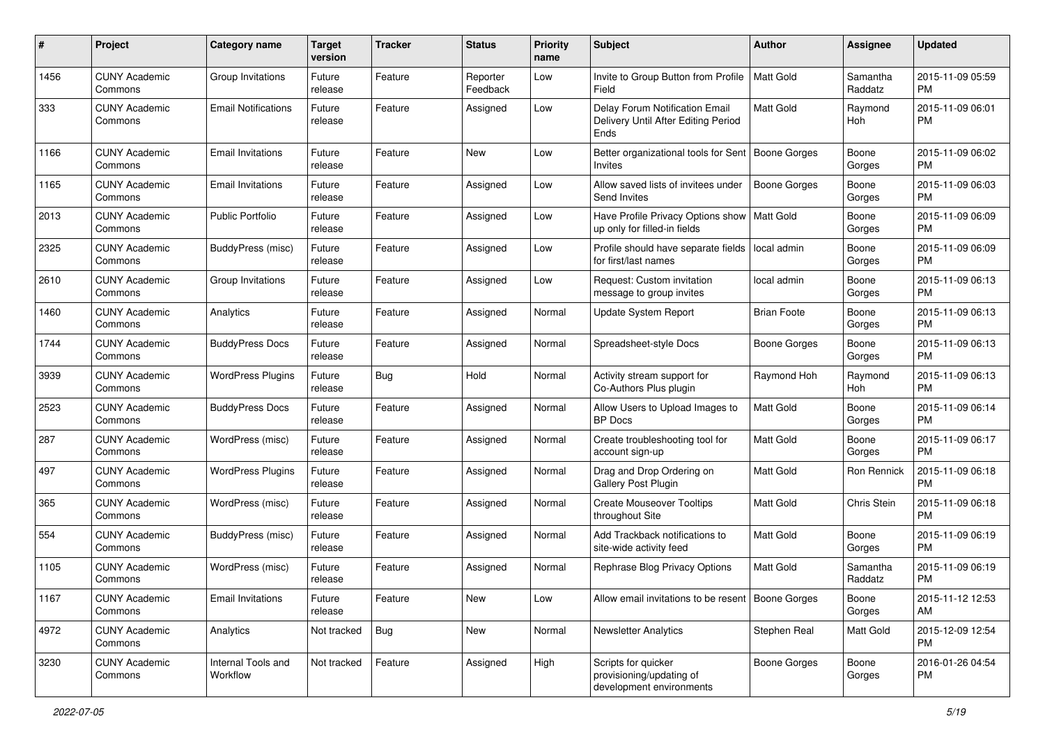| # | Project | Category name | Target version | Tracker | Status | Priority name | Subject | Author | Assignee | Updated |
|---|---|---|---|---|---|---|---|---|---|---|
| 1456 | CUNY Academic Commons | Group Invitations | Future release | Feature | Reporter Feedback | Low | Invite to Group Button from Profile Field | Matt Gold | Samantha Raddatz | 2015-11-09 05:59 PM |
| 333 | CUNY Academic Commons | Email Notifications | Future release | Feature | Assigned | Low | Delay Forum Notification Email Delivery Until After Editing Period Ends | Matt Gold | Raymond Hoh | 2015-11-09 06:01 PM |
| 1166 | CUNY Academic Commons | Email Invitations | Future release | Feature | New | Low | Better organizational tools for Sent Invites | Boone Gorges | Boone Gorges | 2015-11-09 06:02 PM |
| 1165 | CUNY Academic Commons | Email Invitations | Future release | Feature | Assigned | Low | Allow saved lists of invitees under Send Invites | Boone Gorges | Boone Gorges | 2015-11-09 06:03 PM |
| 2013 | CUNY Academic Commons | Public Portfolio | Future release | Feature | Assigned | Low | Have Profile Privacy Options show up only for filled-in fields | Matt Gold | Boone Gorges | 2015-11-09 06:09 PM |
| 2325 | CUNY Academic Commons | BuddyPress (misc) | Future release | Feature | Assigned | Low | Profile should have separate fields for first/last names | local admin | Boone Gorges | 2015-11-09 06:09 PM |
| 2610 | CUNY Academic Commons | Group Invitations | Future release | Feature | Assigned | Low | Request: Custom invitation message to group invites | local admin | Boone Gorges | 2015-11-09 06:13 PM |
| 1460 | CUNY Academic Commons | Analytics | Future release | Feature | Assigned | Normal | Update System Report | Brian Foote | Boone Gorges | 2015-11-09 06:13 PM |
| 1744 | CUNY Academic Commons | BuddyPress Docs | Future release | Feature | Assigned | Normal | Spreadsheet-style Docs | Boone Gorges | Boone Gorges | 2015-11-09 06:13 PM |
| 3939 | CUNY Academic Commons | WordPress Plugins | Future release | Bug | Hold | Normal | Activity stream support for Co-Authors Plus plugin | Raymond Hoh | Raymond Hoh | 2015-11-09 06:13 PM |
| 2523 | CUNY Academic Commons | BuddyPress Docs | Future release | Feature | Assigned | Normal | Allow Users to Upload Images to BP Docs | Matt Gold | Boone Gorges | 2015-11-09 06:14 PM |
| 287 | CUNY Academic Commons | WordPress (misc) | Future release | Feature | Assigned | Normal | Create troubleshooting tool for account sign-up | Matt Gold | Boone Gorges | 2015-11-09 06:17 PM |
| 497 | CUNY Academic Commons | WordPress Plugins | Future release | Feature | Assigned | Normal | Drag and Drop Ordering on Gallery Post Plugin | Matt Gold | Ron Rennick | 2015-11-09 06:18 PM |
| 365 | CUNY Academic Commons | WordPress (misc) | Future release | Feature | Assigned | Normal | Create Mouseover Tooltips throughout Site | Matt Gold | Chris Stein | 2015-11-09 06:18 PM |
| 554 | CUNY Academic Commons | BuddyPress (misc) | Future release | Feature | Assigned | Normal | Add Trackback notifications to site-wide activity feed | Matt Gold | Boone Gorges | 2015-11-09 06:19 PM |
| 1105 | CUNY Academic Commons | WordPress (misc) | Future release | Feature | Assigned | Normal | Rephrase Blog Privacy Options | Matt Gold | Samantha Raddatz | 2015-11-09 06:19 PM |
| 1167 | CUNY Academic Commons | Email Invitations | Future release | Feature | New | Low | Allow email invitations to be resent | Boone Gorges | Boone Gorges | 2015-11-12 12:53 AM |
| 4972 | CUNY Academic Commons | Analytics | Not tracked | Bug | New | Normal | Newsletter Analytics | Stephen Real | Matt Gold | 2015-12-09 12:54 PM |
| 3230 | CUNY Academic Commons | Internal Tools and Workflow | Not tracked | Feature | Assigned | High | Scripts for quicker provisioning/updating of development environments | Boone Gorges | Boone Gorges | 2016-01-26 04:54 PM |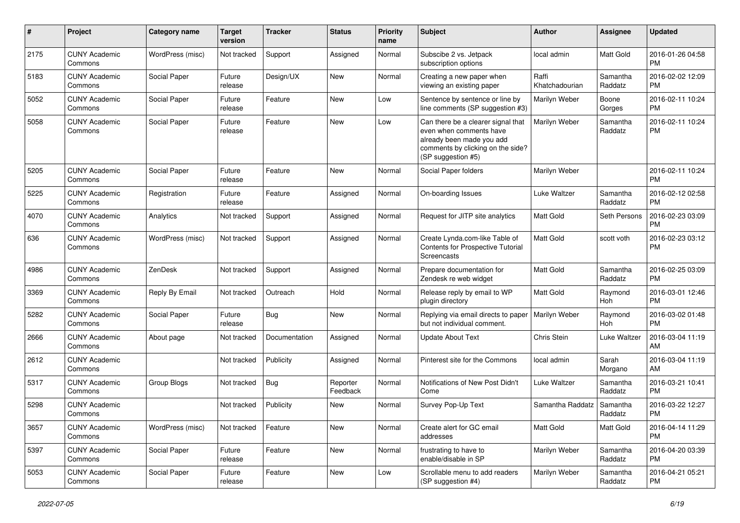| # | Project | Category name | Target version | Tracker | Status | Priority name | Subject | Author | Assignee | Updated |
|---|---|---|---|---|---|---|---|---|---|---|
| 2175 | CUNY Academic Commons | WordPress (misc) | Not tracked | Support | Assigned | Normal | Subscibe 2 vs. Jetpack subscription options | local admin | Matt Gold | 2016-01-26 04:58 PM |
| 5183 | CUNY Academic Commons | Social Paper | Future release | Design/UX | New | Normal | Creating a new paper when viewing an existing paper | Raffi Khatchadourian | Samantha Raddatz | 2016-02-02 12:09 PM |
| 5052 | CUNY Academic Commons | Social Paper | Future release | Feature | New | Low | Sentence by sentence or line by line comments (SP suggestion #3) | Marilyn Weber | Boone Gorges | 2016-02-11 10:24 PM |
| 5058 | CUNY Academic Commons | Social Paper | Future release | Feature | New | Low | Can there be a clearer signal that even when comments have already been made you add comments by clicking on the side? (SP suggestion #5) | Marilyn Weber | Samantha Raddatz | 2016-02-11 10:24 PM |
| 5205 | CUNY Academic Commons | Social Paper | Future release | Feature | New | Normal | Social Paper folders | Marilyn Weber | | 2016-02-11 10:24 PM |
| 5225 | CUNY Academic Commons | Registration | Future release | Feature | Assigned | Normal | On-boarding Issues | Luke Waltzer | Samantha Raddatz | 2016-02-12 02:58 PM |
| 4070 | CUNY Academic Commons | Analytics | Not tracked | Support | Assigned | Normal | Request for JITP site analytics | Matt Gold | Seth Persons | 2016-02-23 03:09 PM |
| 636 | CUNY Academic Commons | WordPress (misc) | Not tracked | Support | Assigned | Normal | Create Lynda.com-like Table of Contents for Prospective Tutorial Screencasts | Matt Gold | scott voth | 2016-02-23 03:12 PM |
| 4986 | CUNY Academic Commons | ZenDesk | Not tracked | Support | Assigned | Normal | Prepare documentation for Zendesk re web widget | Matt Gold | Samantha Raddatz | 2016-02-25 03:09 PM |
| 3369 | CUNY Academic Commons | Reply By Email | Not tracked | Outreach | Hold | Normal | Release reply by email to WP plugin directory | Matt Gold | Raymond Hoh | 2016-03-01 12:46 PM |
| 5282 | CUNY Academic Commons | Social Paper | Future release | Bug | New | Normal | Replying via email directs to paper but not individual comment. | Marilyn Weber | Raymond Hoh | 2016-03-02 01:48 PM |
| 2666 | CUNY Academic Commons | About page | Not tracked | Documentation | Assigned | Normal | Update About Text | Chris Stein | Luke Waltzer | 2016-03-04 11:19 AM |
| 2612 | CUNY Academic Commons | | Not tracked | Publicity | Assigned | Normal | Pinterest site for the Commons | local admin | Sarah Morgano | 2016-03-04 11:19 AM |
| 5317 | CUNY Academic Commons | Group Blogs | Not tracked | Bug | Reporter Feedback | Normal | Notifications of New Post Didn't Come | Luke Waltzer | Samantha Raddatz | 2016-03-21 10:41 PM |
| 5298 | CUNY Academic Commons | | Not tracked | Publicity | New | Normal | Survey Pop-Up Text | Samantha Raddatz | Samantha Raddatz | 2016-03-22 12:27 PM |
| 3657 | CUNY Academic Commons | WordPress (misc) | Not tracked | Feature | New | Normal | Create alert for GC email addresses | Matt Gold | Matt Gold | 2016-04-14 11:29 PM |
| 5397 | CUNY Academic Commons | Social Paper | Future release | Feature | New | Normal | frustrating to have to enable/disable in SP | Marilyn Weber | Samantha Raddatz | 2016-04-20 03:39 PM |
| 5053 | CUNY Academic Commons | Social Paper | Future release | Feature | New | Low | Scrollable menu to add readers (SP suggestion #4) | Marilyn Weber | Samantha Raddatz | 2016-04-21 05:21 PM |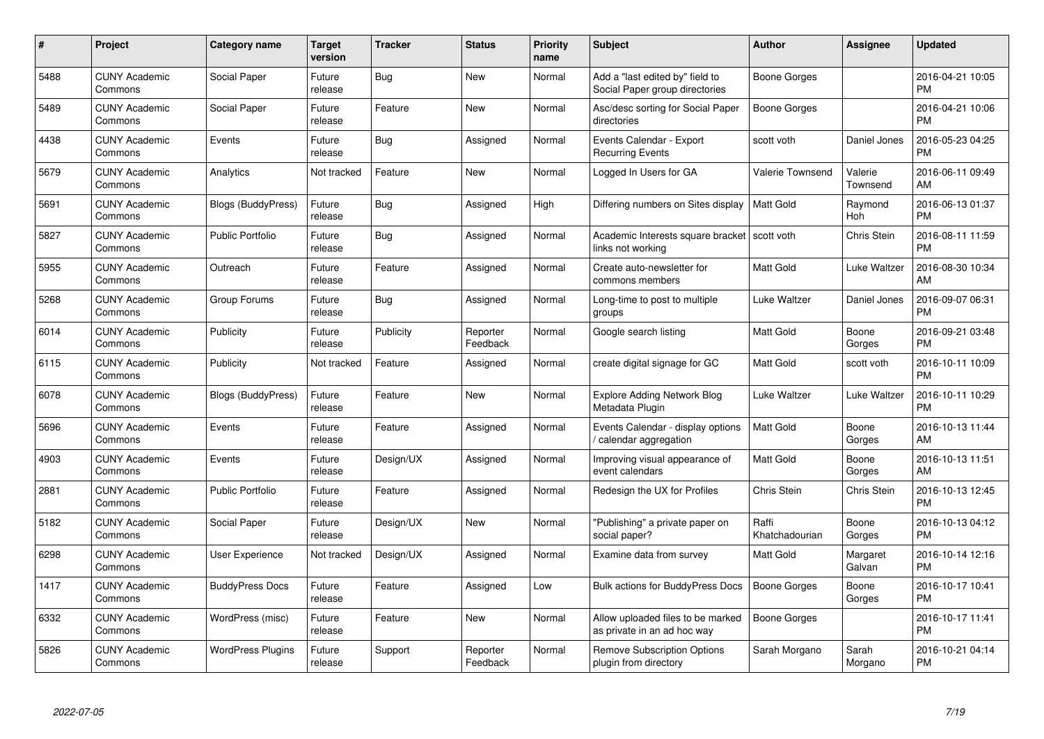| # | Project | Category name | Target version | Tracker | Status | Priority name | Subject | Author | Assignee | Updated |
|---|---|---|---|---|---|---|---|---|---|---|
| 5488 | CUNY Academic Commons | Social Paper | Future release | Bug | New | Normal | Add a "last edited by" field to Social Paper group directories | Boone Gorges | | 2016-04-21 10:05 PM |
| 5489 | CUNY Academic Commons | Social Paper | Future release | Feature | New | Normal | Asc/desc sorting for Social Paper directories | Boone Gorges | | 2016-04-21 10:06 PM |
| 4438 | CUNY Academic Commons | Events | Future release | Bug | Assigned | Normal | Events Calendar - Export Recurring Events | scott voth | Daniel Jones | 2016-05-23 04:25 PM |
| 5679 | CUNY Academic Commons | Analytics | Not tracked | Feature | New | Normal | Logged In Users for GA | Valerie Townsend | Valerie Townsend | 2016-06-11 09:49 AM |
| 5691 | CUNY Academic Commons | Blogs (BuddyPress) | Future release | Bug | Assigned | High | Differing numbers on Sites display | Matt Gold | Raymond Hoh | 2016-06-13 01:37 PM |
| 5827 | CUNY Academic Commons | Public Portfolio | Future release | Bug | Assigned | Normal | Academic Interests square bracket links not working | scott voth | Chris Stein | 2016-08-11 11:59 PM |
| 5955 | CUNY Academic Commons | Outreach | Future release | Feature | Assigned | Normal | Create auto-newsletter for commons members | Matt Gold | Luke Waltzer | 2016-08-30 10:34 AM |
| 5268 | CUNY Academic Commons | Group Forums | Future release | Bug | Assigned | Normal | Long-time to post to multiple groups | Luke Waltzer | Daniel Jones | 2016-09-07 06:31 PM |
| 6014 | CUNY Academic Commons | Publicity | Future release | Publicity | Reporter Feedback | Normal | Google search listing | Matt Gold | Boone Gorges | 2016-09-21 03:48 PM |
| 6115 | CUNY Academic Commons | Publicity | Not tracked | Feature | Assigned | Normal | create digital signage for GC | Matt Gold | scott voth | 2016-10-11 10:09 PM |
| 6078 | CUNY Academic Commons | Blogs (BuddyPress) | Future release | Feature | New | Normal | Explore Adding Network Blog Metadata Plugin | Luke Waltzer | Luke Waltzer | 2016-10-11 10:29 PM |
| 5696 | CUNY Academic Commons | Events | Future release | Feature | Assigned | Normal | Events Calendar - display options / calendar aggregation | Matt Gold | Boone Gorges | 2016-10-13 11:44 AM |
| 4903 | CUNY Academic Commons | Events | Future release | Design/UX | Assigned | Normal | Improving visual appearance of event calendars | Matt Gold | Boone Gorges | 2016-10-13 11:51 AM |
| 2881 | CUNY Academic Commons | Public Portfolio | Future release | Feature | Assigned | Normal | Redesign the UX for Profiles | Chris Stein | Chris Stein | 2016-10-13 12:45 PM |
| 5182 | CUNY Academic Commons | Social Paper | Future release | Design/UX | New | Normal | "Publishing" a private paper on social paper? | Raffi Khatchadourian | Boone Gorges | 2016-10-13 04:12 PM |
| 6298 | CUNY Academic Commons | User Experience | Not tracked | Design/UX | Assigned | Normal | Examine data from survey | Matt Gold | Margaret Galvan | 2016-10-14 12:16 PM |
| 1417 | CUNY Academic Commons | BuddyPress Docs | Future release | Feature | Assigned | Low | Bulk actions for BuddyPress Docs | Boone Gorges | Boone Gorges | 2016-10-17 10:41 PM |
| 6332 | CUNY Academic Commons | WordPress (misc) | Future release | Feature | New | Normal | Allow uploaded files to be marked as private in an ad hoc way | Boone Gorges | | 2016-10-17 11:41 PM |
| 5826 | CUNY Academic Commons | WordPress Plugins | Future release | Support | Reporter Feedback | Normal | Remove Subscription Options plugin from directory | Sarah Morgano | Sarah Morgano | 2016-10-21 04:14 PM |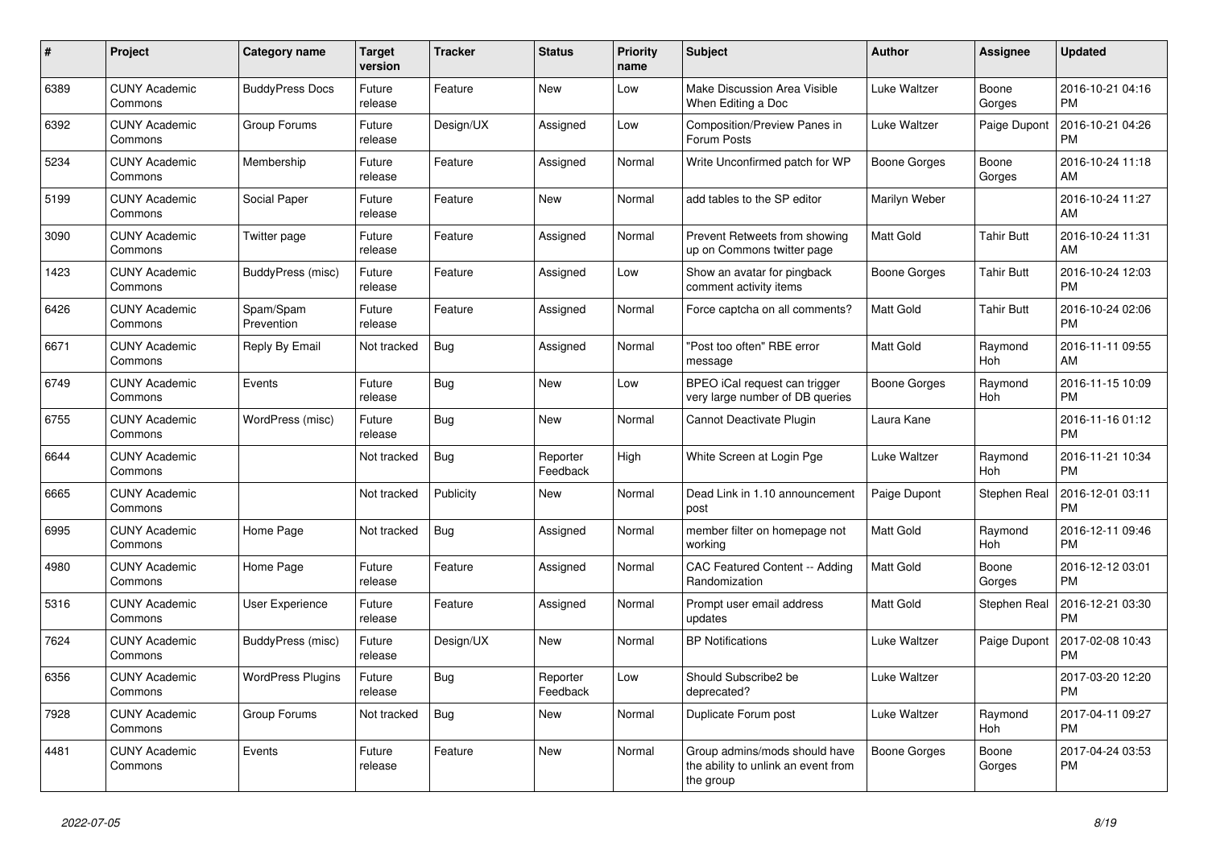| # | Project | Category name | Target version | Tracker | Status | Priority name | Subject | Author | Assignee | Updated |
|---|---|---|---|---|---|---|---|---|---|---|
| 6389 | CUNY Academic Commons | BuddyPress Docs | Future release | Feature | New | Low | Make Discussion Area Visible When Editing a Doc | Luke Waltzer | Boone Gorges | 2016-10-21 04:16 PM |
| 6392 | CUNY Academic Commons | Group Forums | Future release | Design/UX | Assigned | Low | Composition/Preview Panes in Forum Posts | Luke Waltzer | Paige Dupont | 2016-10-21 04:26 PM |
| 5234 | CUNY Academic Commons | Membership | Future release | Feature | Assigned | Normal | Write Unconfirmed patch for WP | Boone Gorges | Boone Gorges | 2016-10-24 11:18 AM |
| 5199 | CUNY Academic Commons | Social Paper | Future release | Feature | New | Normal | add tables to the SP editor | Marilyn Weber | | 2016-10-24 11:27 AM |
| 3090 | CUNY Academic Commons | Twitter page | Future release | Feature | Assigned | Normal | Prevent Retweets from showing up on Commons twitter page | Matt Gold | Tahir Butt | 2016-10-24 11:31 AM |
| 1423 | CUNY Academic Commons | BuddyPress (misc) | Future release | Feature | Assigned | Low | Show an avatar for pingback comment activity items | Boone Gorges | Tahir Butt | 2016-10-24 12:03 PM |
| 6426 | CUNY Academic Commons | Spam/Spam Prevention | Future release | Feature | Assigned | Normal | Force captcha on all comments? | Matt Gold | Tahir Butt | 2016-10-24 02:06 PM |
| 6671 | CUNY Academic Commons | Reply By Email | Not tracked | Bug | Assigned | Normal | "Post too often" RBE error message | Matt Gold | Raymond Hoh | 2016-11-11 09:55 AM |
| 6749 | CUNY Academic Commons | Events | Future release | Bug | New | Low | BPEO iCal request can trigger very large number of DB queries | Boone Gorges | Raymond Hoh | 2016-11-15 10:09 PM |
| 6755 | CUNY Academic Commons | WordPress (misc) | Future release | Bug | New | Normal | Cannot Deactivate Plugin | Laura Kane | | 2016-11-16 01:12 PM |
| 6644 | CUNY Academic Commons | | Not tracked | Bug | Reporter Feedback | High | White Screen at Login Pge | Luke Waltzer | Raymond Hoh | 2016-11-21 10:34 PM |
| 6665 | CUNY Academic Commons | | Not tracked | Publicity | New | Normal | Dead Link in 1.10 announcement post | Paige Dupont | Stephen Real | 2016-12-01 03:11 PM |
| 6995 | CUNY Academic Commons | Home Page | Not tracked | Bug | Assigned | Normal | member filter on homepage not working | Matt Gold | Raymond Hoh | 2016-12-11 09:46 PM |
| 4980 | CUNY Academic Commons | Home Page | Future release | Feature | Assigned | Normal | CAC Featured Content -- Adding Randomization | Matt Gold | Boone Gorges | 2016-12-12 03:01 PM |
| 5316 | CUNY Academic Commons | User Experience | Future release | Feature | Assigned | Normal | Prompt user email address updates | Matt Gold | Stephen Real | 2016-12-21 03:30 PM |
| 7624 | CUNY Academic Commons | BuddyPress (misc) | Future release | Design/UX | New | Normal | BP Notifications | Luke Waltzer | Paige Dupont | 2017-02-08 10:43 PM |
| 6356 | CUNY Academic Commons | WordPress Plugins | Future release | Bug | Reporter Feedback | Low | Should Subscribe2 be deprecated? | Luke Waltzer | | 2017-03-20 12:20 PM |
| 7928 | CUNY Academic Commons | Group Forums | Not tracked | Bug | New | Normal | Duplicate Forum post | Luke Waltzer | Raymond Hoh | 2017-04-11 09:27 PM |
| 4481 | CUNY Academic Commons | Events | Future release | Feature | New | Normal | Group admins/mods should have the ability to unlink an event from the group | Boone Gorges | Boone Gorges | 2017-04-24 03:53 PM |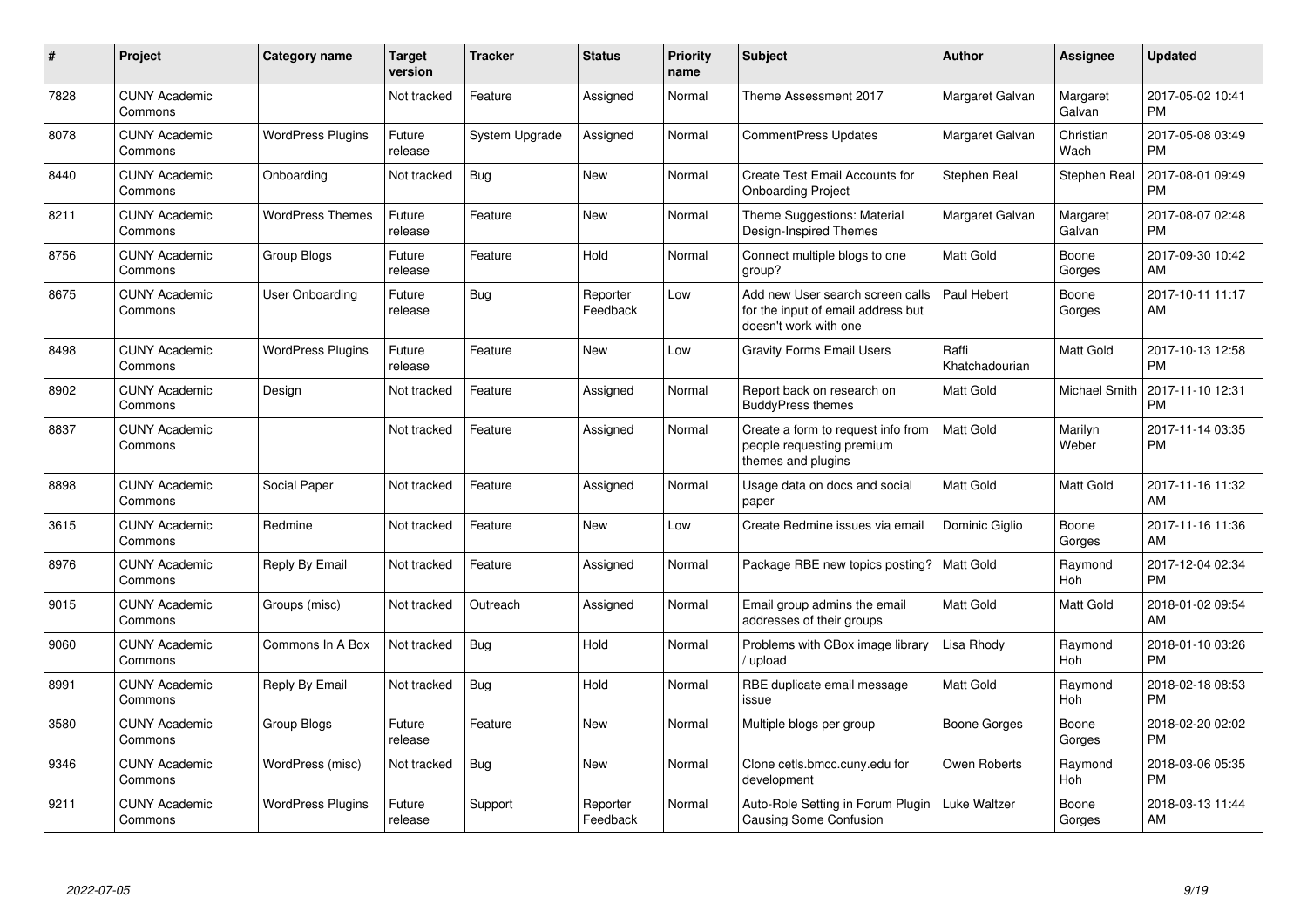| # | Project | Category name | Target version | Tracker | Status | Priority name | Subject | Author | Assignee | Updated |
|---|---|---|---|---|---|---|---|---|---|---|
| 7828 | CUNY Academic Commons |  | Not tracked | Feature | Assigned | Normal | Theme Assessment 2017 | Margaret Galvan | Margaret Galvan | 2017-05-02 10:41 PM |
| 8078 | CUNY Academic Commons | WordPress Plugins | Future release | System Upgrade | Assigned | Normal | CommentPress Updates | Margaret Galvan | Christian Wach | 2017-05-08 03:49 PM |
| 8440 | CUNY Academic Commons | Onboarding | Not tracked | Bug | New | Normal | Create Test Email Accounts for Onboarding Project | Stephen Real | Stephen Real | 2017-08-01 09:49 PM |
| 8211 | CUNY Academic Commons | WordPress Themes | Future release | Feature | New | Normal | Theme Suggestions: Material Design-Inspired Themes | Margaret Galvan | Margaret Galvan | 2017-08-07 02:48 PM |
| 8756 | CUNY Academic Commons | Group Blogs | Future release | Feature | Hold | Normal | Connect multiple blogs to one group? | Matt Gold | Boone Gorges | 2017-09-30 10:42 AM |
| 8675 | CUNY Academic Commons | User Onboarding | Future release | Bug | Reporter Feedback | Low | Add new User search screen calls for the input of email address but doesn't work with one | Paul Hebert | Boone Gorges | 2017-10-11 11:17 AM |
| 8498 | CUNY Academic Commons | WordPress Plugins | Future release | Feature | New | Low | Gravity Forms Email Users | Raffi Khatchadourian | Matt Gold | 2017-10-13 12:58 PM |
| 8902 | CUNY Academic Commons | Design | Not tracked | Feature | Assigned | Normal | Report back on research on BuddyPress themes | Matt Gold | Michael Smith | 2017-11-10 12:31 PM |
| 8837 | CUNY Academic Commons |  | Not tracked | Feature | Assigned | Normal | Create a form to request info from people requesting premium themes and plugins | Matt Gold | Marilyn Weber | 2017-11-14 03:35 PM |
| 8898 | CUNY Academic Commons | Social Paper | Not tracked | Feature | Assigned | Normal | Usage data on docs and social paper | Matt Gold | Matt Gold | 2017-11-16 11:32 AM |
| 3615 | CUNY Academic Commons | Redmine | Not tracked | Feature | New | Low | Create Redmine issues via email | Dominic Giglio | Boone Gorges | 2017-11-16 11:36 AM |
| 8976 | CUNY Academic Commons | Reply By Email | Not tracked | Feature | Assigned | Normal | Package RBE new topics posting? | Matt Gold | Raymond Hoh | 2017-12-04 02:34 PM |
| 9015 | CUNY Academic Commons | Groups (misc) | Not tracked | Outreach | Assigned | Normal | Email group admins the email addresses of their groups | Matt Gold | Matt Gold | 2018-01-02 09:54 AM |
| 9060 | CUNY Academic Commons | Commons In A Box | Not tracked | Bug | Hold | Normal | Problems with CBox image library / upload | Lisa Rhody | Raymond Hoh | 2018-01-10 03:26 PM |
| 8991 | CUNY Academic Commons | Reply By Email | Not tracked | Bug | Hold | Normal | RBE duplicate email message issue | Matt Gold | Raymond Hoh | 2018-02-18 08:53 PM |
| 3580 | CUNY Academic Commons | Group Blogs | Future release | Feature | New | Normal | Multiple blogs per group | Boone Gorges | Boone Gorges | 2018-02-20 02:02 PM |
| 9346 | CUNY Academic Commons | WordPress (misc) | Not tracked | Bug | New | Normal | Clone cetls.bmcc.cuny.edu for development | Owen Roberts | Raymond Hoh | 2018-03-06 05:35 PM |
| 9211 | CUNY Academic Commons | WordPress Plugins | Future release | Support | Reporter Feedback | Normal | Auto-Role Setting in Forum Plugin Causing Some Confusion | Luke Waltzer | Boone Gorges | 2018-03-13 11:44 AM |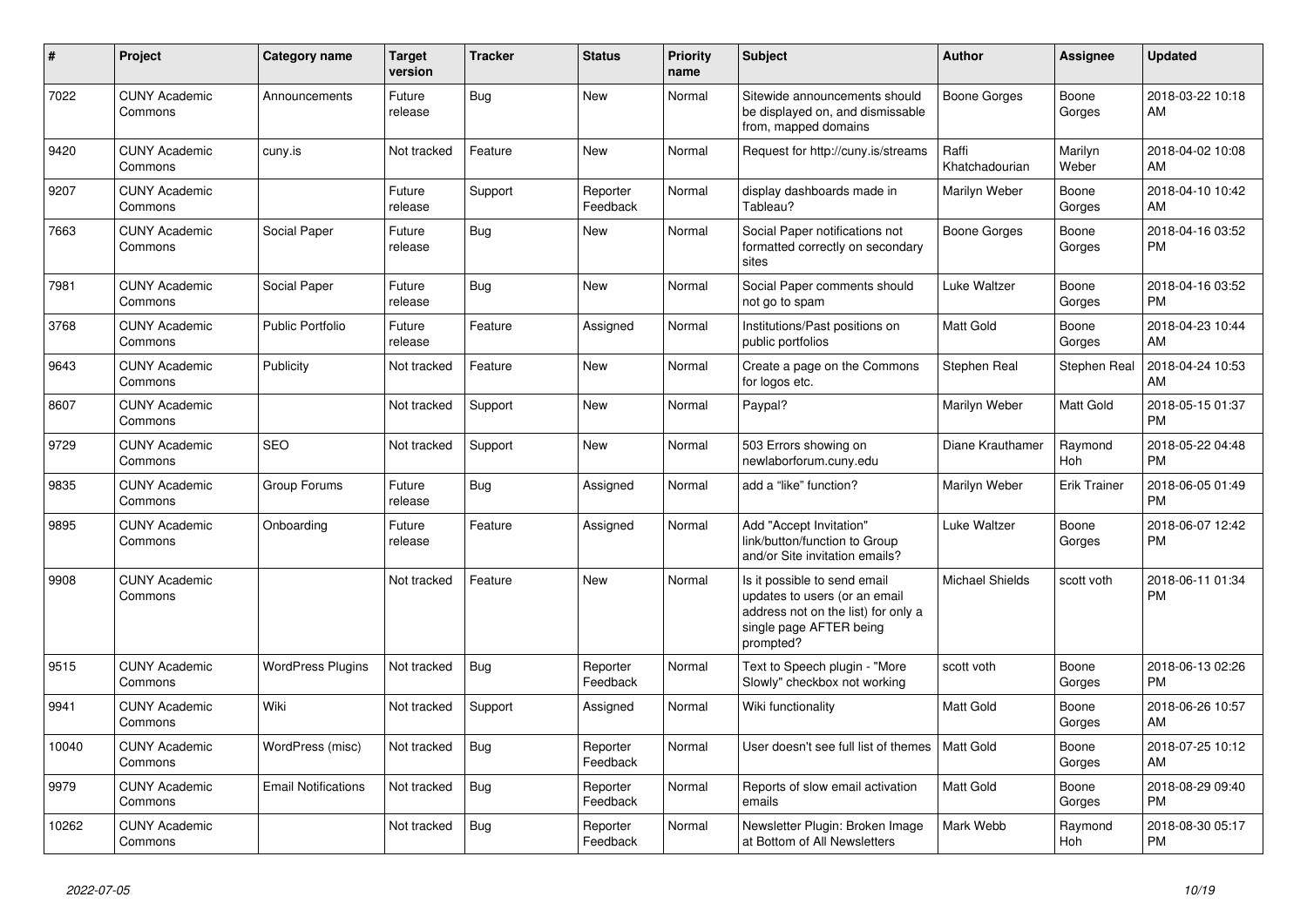| # | Project | Category name | Target version | Tracker | Status | Priority name | Subject | Author | Assignee | Updated |
|---|---|---|---|---|---|---|---|---|---|---|
| 7022 | CUNY Academic Commons | Announcements | Future release | Bug | New | Normal | Sitewide announcements should be displayed on, and dismissable from, mapped domains | Boone Gorges | Boone Gorges | 2018-03-22 10:18 AM |
| 9420 | CUNY Academic Commons | cuny.is | Not tracked | Feature | New | Normal | Request for http://cuny.is/streams | Raffi Khatchadourian | Marilyn Weber | 2018-04-02 10:08 AM |
| 9207 | CUNY Academic Commons | | Future release | Support | Reporter Feedback | Normal | display dashboards made in Tableau? | Marilyn Weber | Boone Gorges | 2018-04-10 10:42 AM |
| 7663 | CUNY Academic Commons | Social Paper | Future release | Bug | New | Normal | Social Paper notifications not formatted correctly on secondary sites | Boone Gorges | Boone Gorges | 2018-04-16 03:52 PM |
| 7981 | CUNY Academic Commons | Social Paper | Future release | Bug | New | Normal | Social Paper comments should not go to spam | Luke Waltzer | Boone Gorges | 2018-04-16 03:52 PM |
| 3768 | CUNY Academic Commons | Public Portfolio | Future release | Feature | Assigned | Normal | Institutions/Past positions on public portfolios | Matt Gold | Boone Gorges | 2018-04-23 10:44 AM |
| 9643 | CUNY Academic Commons | Publicity | Not tracked | Feature | New | Normal | Create a page on the Commons for logos etc. | Stephen Real | Stephen Real | 2018-04-24 10:53 AM |
| 8607 | CUNY Academic Commons | | Not tracked | Support | New | Normal | Paypal? | Marilyn Weber | Matt Gold | 2018-05-15 01:37 PM |
| 9729 | CUNY Academic Commons | SEO | Not tracked | Support | New | Normal | 503 Errors showing on newlaborforum.cuny.edu | Diane Krauthamer | Raymond Hoh | 2018-05-22 04:48 PM |
| 9835 | CUNY Academic Commons | Group Forums | Future release | Bug | Assigned | Normal | add a "like" function? | Marilyn Weber | Erik Trainer | 2018-06-05 01:49 PM |
| 9895 | CUNY Academic Commons | Onboarding | Future release | Feature | Assigned | Normal | Add "Accept Invitation" link/button/function to Group and/or Site invitation emails? | Luke Waltzer | Boone Gorges | 2018-06-07 12:42 PM |
| 9908 | CUNY Academic Commons | | Not tracked | Feature | New | Normal | Is it possible to send email updates to users (or an email address not on the list) for only a single page AFTER being prompted? | Michael Shields | scott voth | 2018-06-11 01:34 PM |
| 9515 | CUNY Academic Commons | WordPress Plugins | Not tracked | Bug | Reporter Feedback | Normal | Text to Speech plugin - "More Slowly" checkbox not working | scott voth | Boone Gorges | 2018-06-13 02:26 PM |
| 9941 | CUNY Academic Commons | Wiki | Not tracked | Support | Assigned | Normal | Wiki functionality | Matt Gold | Boone Gorges | 2018-06-26 10:57 AM |
| 10040 | CUNY Academic Commons | WordPress (misc) | Not tracked | Bug | Reporter Feedback | Normal | User doesn't see full list of themes | Matt Gold | Boone Gorges | 2018-07-25 10:12 AM |
| 9979 | CUNY Academic Commons | Email Notifications | Not tracked | Bug | Reporter Feedback | Normal | Reports of slow email activation emails | Matt Gold | Boone Gorges | 2018-08-29 09:40 PM |
| 10262 | CUNY Academic Commons | | Not tracked | Bug | Reporter Feedback | Normal | Newsletter Plugin: Broken Image at Bottom of All Newsletters | Mark Webb | Raymond Hoh | 2018-08-30 05:17 PM |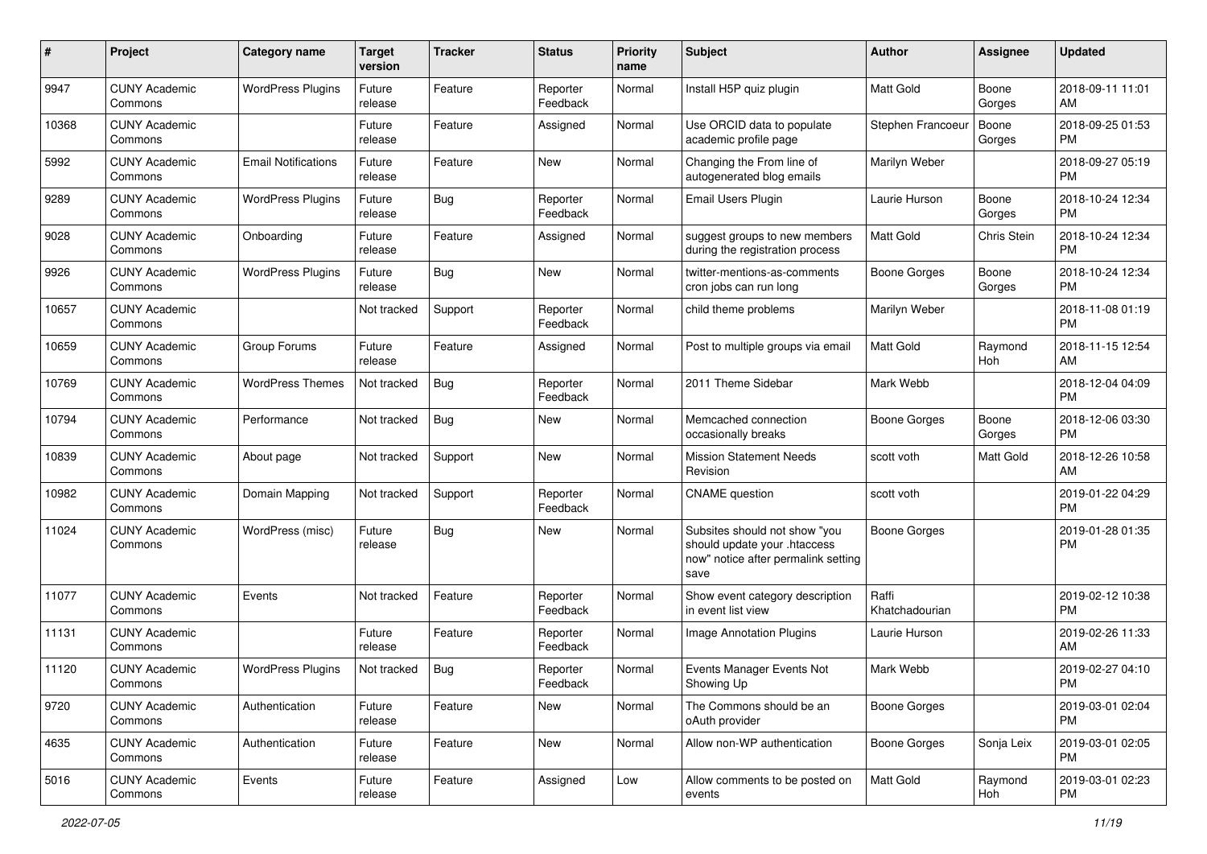| # | Project | Category name | Target version | Tracker | Status | Priority name | Subject | Author | Assignee | Updated |
|---|---|---|---|---|---|---|---|---|---|---|
| 9947 | CUNY Academic Commons | WordPress Plugins | Future release | Feature | Reporter Feedback | Normal | Install H5P quiz plugin | Matt Gold | Boone Gorges | 2018-09-11 11:01 AM |
| 10368 | CUNY Academic Commons | | Future release | Feature | Assigned | Normal | Use ORCID data to populate academic profile page | Stephen Francoeur | Boone Gorges | 2018-09-25 01:53 PM |
| 5992 | CUNY Academic Commons | Email Notifications | Future release | Feature | New | Normal | Changing the From line of autogenerated blog emails | Marilyn Weber | | 2018-09-27 05:19 PM |
| 9289 | CUNY Academic Commons | WordPress Plugins | Future release | Bug | Reporter Feedback | Normal | Email Users Plugin | Laurie Hurson | Boone Gorges | 2018-10-24 12:34 PM |
| 9028 | CUNY Academic Commons | Onboarding | Future release | Feature | Assigned | Normal | suggest groups to new members during the registration process | Matt Gold | Chris Stein | 2018-10-24 12:34 PM |
| 9926 | CUNY Academic Commons | WordPress Plugins | Future release | Bug | New | Normal | twitter-mentions-as-comments cron jobs can run long | Boone Gorges | Boone Gorges | 2018-10-24 12:34 PM |
| 10657 | CUNY Academic Commons | | Not tracked | Support | Reporter Feedback | Normal | child theme problems | Marilyn Weber | | 2018-11-08 01:19 PM |
| 10659 | CUNY Academic Commons | Group Forums | Future release | Feature | Assigned | Normal | Post to multiple groups via email | Matt Gold | Raymond Hoh | 2018-11-15 12:54 AM |
| 10769 | CUNY Academic Commons | WordPress Themes | Not tracked | Bug | Reporter Feedback | Normal | 2011 Theme Sidebar | Mark Webb | | 2018-12-04 04:09 PM |
| 10794 | CUNY Academic Commons | Performance | Not tracked | Bug | New | Normal | Memcached connection occasionally breaks | Boone Gorges | Boone Gorges | 2018-12-06 03:30 PM |
| 10839 | CUNY Academic Commons | About page | Not tracked | Support | New | Normal | Mission Statement Needs Revision | scott voth | Matt Gold | 2018-12-26 10:58 AM |
| 10982 | CUNY Academic Commons | Domain Mapping | Not tracked | Support | Reporter Feedback | Normal | CNAME question | scott voth | | 2019-01-22 04:29 PM |
| 11024 | CUNY Academic Commons | WordPress (misc) | Future release | Bug | New | Normal | Subsites should not show "you should update your .htaccess now" notice after permalink setting save | Boone Gorges | | 2019-01-28 01:35 PM |
| 11077 | CUNY Academic Commons | Events | Not tracked | Feature | Reporter Feedback | Normal | Show event category description in event list view | Raffi Khatchadourian | | 2019-02-12 10:38 PM |
| 11131 | CUNY Academic Commons | | Future release | Feature | Reporter Feedback | Normal | Image Annotation Plugins | Laurie Hurson | | 2019-02-26 11:33 AM |
| 11120 | CUNY Academic Commons | WordPress Plugins | Not tracked | Bug | Reporter Feedback | Normal | Events Manager Events Not Showing Up | Mark Webb | | 2019-02-27 04:10 PM |
| 9720 | CUNY Academic Commons | Authentication | Future release | Feature | New | Normal | The Commons should be an oAuth provider | Boone Gorges | | 2019-03-01 02:04 PM |
| 4635 | CUNY Academic Commons | Authentication | Future release | Feature | New | Normal | Allow non-WP authentication | Boone Gorges | Sonja Leix | 2019-03-01 02:05 PM |
| 5016 | CUNY Academic Commons | Events | Future release | Feature | Assigned | Low | Allow comments to be posted on events | Matt Gold | Raymond Hoh | 2019-03-01 02:23 PM |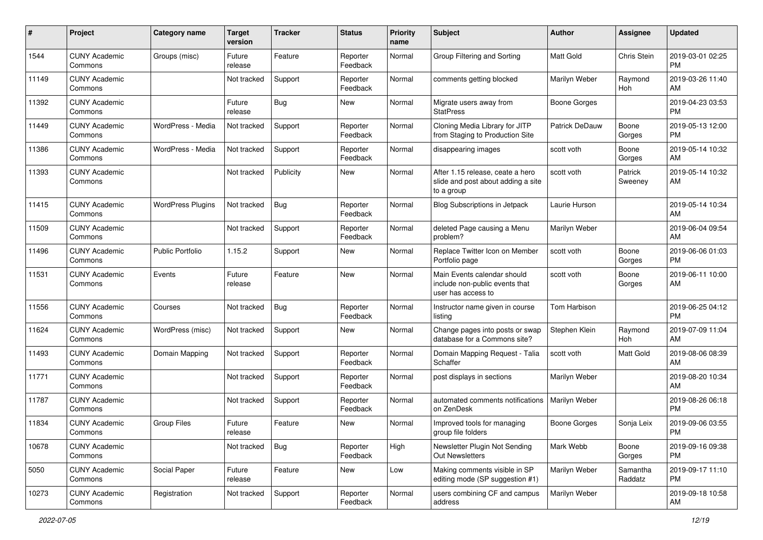| # | Project | Category name | Target version | Tracker | Status | Priority name | Subject | Author | Assignee | Updated |
|---|---|---|---|---|---|---|---|---|---|---|
| 1544 | CUNY Academic Commons | Groups (misc) | Future release | Feature | Reporter Feedback | Normal | Group Filtering and Sorting | Matt Gold | Chris Stein | 2019-03-01 02:25 PM |
| 11149 | CUNY Academic Commons | | Not tracked | Support | Reporter Feedback | Normal | comments getting blocked | Marilyn Weber | Raymond Hoh | 2019-03-26 11:40 AM |
| 11392 | CUNY Academic Commons | | Future release | Bug | New | Normal | Migrate users away from StatPress | Boone Gorges | | 2019-04-23 03:53 PM |
| 11449 | CUNY Academic Commons | WordPress - Media | Not tracked | Support | Reporter Feedback | Normal | Cloning Media Library for JITP from Staging to Production Site | Patrick DeDauw | Boone Gorges | 2019-05-13 12:00 PM |
| 11386 | CUNY Academic Commons | WordPress - Media | Not tracked | Support | Reporter Feedback | Normal | disappearing images | scott voth | Boone Gorges | 2019-05-14 10:32 AM |
| 11393 | CUNY Academic Commons | | Not tracked | Publicity | New | Normal | After 1.15 release, ceate a hero slide and post about adding a site to a group | scott voth | Patrick Sweeney | 2019-05-14 10:32 AM |
| 11415 | CUNY Academic Commons | WordPress Plugins | Not tracked | Bug | Reporter Feedback | Normal | Blog Subscriptions in Jetpack | Laurie Hurson | | 2019-05-14 10:34 AM |
| 11509 | CUNY Academic Commons | | Not tracked | Support | Reporter Feedback | Normal | deleted Page causing a Menu problem? | Marilyn Weber | | 2019-06-04 09:54 AM |
| 11496 | CUNY Academic Commons | Public Portfolio | 1.15.2 | Support | New | Normal | Replace Twitter Icon on Member Portfolio page | scott voth | Boone Gorges | 2019-06-06 01:03 PM |
| 11531 | CUNY Academic Commons | Events | Future release | Feature | New | Normal | Main Events calendar should include non-public events that user has access to | scott voth | Boone Gorges | 2019-06-11 10:00 AM |
| 11556 | CUNY Academic Commons | Courses | Not tracked | Bug | Reporter Feedback | Normal | Instructor name given in course listing | Tom Harbison | | 2019-06-25 04:12 PM |
| 11624 | CUNY Academic Commons | WordPress (misc) | Not tracked | Support | New | Normal | Change pages into posts or swap database for a Commons site? | Stephen Klein | Raymond Hoh | 2019-07-09 11:04 AM |
| 11493 | CUNY Academic Commons | Domain Mapping | Not tracked | Support | Reporter Feedback | Normal | Domain Mapping Request - Talia Schaffer | scott voth | Matt Gold | 2019-08-06 08:39 AM |
| 11771 | CUNY Academic Commons | | Not tracked | Support | Reporter Feedback | Normal | post displays in sections | Marilyn Weber | | 2019-08-20 10:34 AM |
| 11787 | CUNY Academic Commons | | Not tracked | Support | Reporter Feedback | Normal | automated comments notifications on ZenDesk | Marilyn Weber | | 2019-08-26 06:18 PM |
| 11834 | CUNY Academic Commons | Group Files | Future release | Feature | New | Normal | Improved tools for managing group file folders | Boone Gorges | Sonja Leix | 2019-09-06 03:55 PM |
| 10678 | CUNY Academic Commons | | Not tracked | Bug | Reporter Feedback | High | Newsletter Plugin Not Sending Out Newsletters | Mark Webb | Boone Gorges | 2019-09-16 09:38 PM |
| 5050 | CUNY Academic Commons | Social Paper | Future release | Feature | New | Low | Making comments visible in SP editing mode (SP suggestion #1) | Marilyn Weber | Samantha Raddatz | 2019-09-17 11:10 PM |
| 10273 | CUNY Academic Commons | Registration | Not tracked | Support | Reporter Feedback | Normal | users combining CF and campus address | Marilyn Weber | | 2019-09-18 10:58 AM |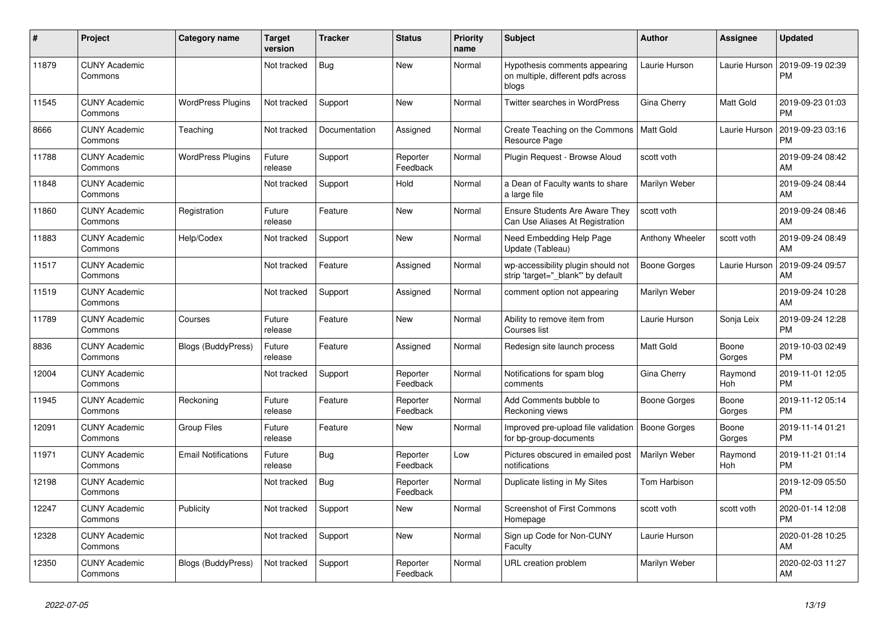| # | Project | Category name | Target version | Tracker | Status | Priority name | Subject | Author | Assignee | Updated |
|---|---|---|---|---|---|---|---|---|---|---|
| 11879 | CUNY Academic Commons | | Not tracked | Bug | New | Normal | Hypothesis comments appearing on multiple, different pdfs across blogs | Laurie Hurson | Laurie Hurson | 2019-09-19 02:39 PM |
| 11545 | CUNY Academic Commons | WordPress Plugins | Not tracked | Support | New | Normal | Twitter searches in WordPress | Gina Cherry | Matt Gold | 2019-09-23 01:03 PM |
| 8666 | CUNY Academic Commons | Teaching | Not tracked | Documentation | Assigned | Normal | Create Teaching on the Commons Resource Page | Matt Gold | Laurie Hurson | 2019-09-23 03:16 PM |
| 11788 | CUNY Academic Commons | WordPress Plugins | Future release | Support | Reporter Feedback | Normal | Plugin Request - Browse Aloud | scott voth | | 2019-09-24 08:42 AM |
| 11848 | CUNY Academic Commons | | Not tracked | Support | Hold | Normal | a Dean of Faculty wants to share a large file | Marilyn Weber | | 2019-09-24 08:44 AM |
| 11860 | CUNY Academic Commons | Registration | Future release | Feature | New | Normal | Ensure Students Are Aware They Can Use Aliases At Registration | scott voth | | 2019-09-24 08:46 AM |
| 11883 | CUNY Academic Commons | Help/Codex | Not tracked | Support | New | Normal | Need Embedding Help Page Update (Tableau) | Anthony Wheeler | scott voth | 2019-09-24 08:49 AM |
| 11517 | CUNY Academic Commons | | Not tracked | Feature | Assigned | Normal | wp-accessibility plugin should not strip 'target="_blank"' by default | Boone Gorges | Laurie Hurson | 2019-09-24 09:57 AM |
| 11519 | CUNY Academic Commons | | Not tracked | Support | Assigned | Normal | comment option not appearing | Marilyn Weber | | 2019-09-24 10:28 AM |
| 11789 | CUNY Academic Commons | Courses | Future release | Feature | New | Normal | Ability to remove item from Courses list | Laurie Hurson | Sonja Leix | 2019-09-24 12:28 PM |
| 8836 | CUNY Academic Commons | Blogs (BuddyPress) | Future release | Feature | Assigned | Normal | Redesign site launch process | Matt Gold | Boone Gorges | 2019-10-03 02:49 PM |
| 12004 | CUNY Academic Commons | | Not tracked | Support | Reporter Feedback | Normal | Notifications for spam blog comments | Gina Cherry | Raymond Hoh | 2019-11-01 12:05 PM |
| 11945 | CUNY Academic Commons | Reckoning | Future release | Feature | Reporter Feedback | Normal | Add Comments bubble to Reckoning views | Boone Gorges | Boone Gorges | 2019-11-12 05:14 PM |
| 12091 | CUNY Academic Commons | Group Files | Future release | Feature | New | Normal | Improved pre-upload file validation for bp-group-documents | Boone Gorges | Boone Gorges | 2019-11-14 01:21 PM |
| 11971 | CUNY Academic Commons | Email Notifications | Future release | Bug | Reporter Feedback | Low | Pictures obscured in emailed post notifications | Marilyn Weber | Raymond Hoh | 2019-11-21 01:14 PM |
| 12198 | CUNY Academic Commons | | Not tracked | Bug | Reporter Feedback | Normal | Duplicate listing in My Sites | Tom Harbison | | 2019-12-09 05:50 PM |
| 12247 | CUNY Academic Commons | Publicity | Not tracked | Support | New | Normal | Screenshot of First Commons Homepage | scott voth | scott voth | 2020-01-14 12:08 PM |
| 12328 | CUNY Academic Commons | | Not tracked | Support | New | Normal | Sign up Code for Non-CUNY Faculty | Laurie Hurson | | 2020-01-28 10:25 AM |
| 12350 | CUNY Academic Commons | Blogs (BuddyPress) | Not tracked | Support | Reporter Feedback | Normal | URL creation problem | Marilyn Weber | | 2020-02-03 11:27 AM |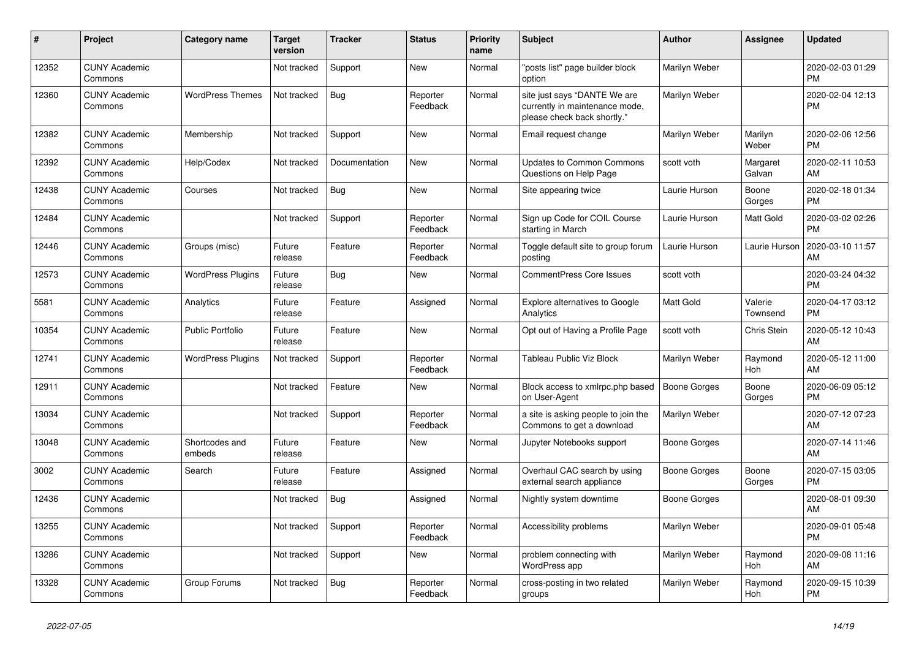| # | Project | Category name | Target version | Tracker | Status | Priority name | Subject | Author | Assignee | Updated |
|---|---|---|---|---|---|---|---|---|---|---|
| 12352 | CUNY Academic Commons | | Not tracked | Support | New | Normal | "posts list" page builder block option | Marilyn Weber | | 2020-02-03 01:29 PM |
| 12360 | CUNY Academic Commons | WordPress Themes | Not tracked | Bug | Reporter Feedback | Normal | site just says "DANTE We are currently in maintenance mode, please check back shortly." | Marilyn Weber | | 2020-02-04 12:13 PM |
| 12382 | CUNY Academic Commons | Membership | Not tracked | Support | New | Normal | Email request change | Marilyn Weber | Marilyn Weber | 2020-02-06 12:56 PM |
| 12392 | CUNY Academic Commons | Help/Codex | Not tracked | Documentation | New | Normal | Updates to Common Commons Questions on Help Page | scott voth | Margaret Galvan | 2020-02-11 10:53 AM |
| 12438 | CUNY Academic Commons | Courses | Not tracked | Bug | New | Normal | Site appearing twice | Laurie Hurson | Boone Gorges | 2020-02-18 01:34 PM |
| 12484 | CUNY Academic Commons | | Not tracked | Support | Reporter Feedback | Normal | Sign up Code for COIL Course starting in March | Laurie Hurson | Matt Gold | 2020-03-02 02:26 PM |
| 12446 | CUNY Academic Commons | Groups (misc) | Future release | Feature | Reporter Feedback | Normal | Toggle default site to group forum posting | Laurie Hurson | Laurie Hurson | 2020-03-10 11:57 AM |
| 12573 | CUNY Academic Commons | WordPress Plugins | Future release | Bug | New | Normal | CommentPress Core Issues | scott voth | | 2020-03-24 04:32 PM |
| 5581 | CUNY Academic Commons | Analytics | Future release | Feature | Assigned | Normal | Explore alternatives to Google Analytics | Matt Gold | Valerie Townsend | 2020-04-17 03:12 PM |
| 10354 | CUNY Academic Commons | Public Portfolio | Future release | Feature | New | Normal | Opt out of Having a Profile Page | scott voth | Chris Stein | 2020-05-12 10:43 AM |
| 12741 | CUNY Academic Commons | WordPress Plugins | Not tracked | Support | Reporter Feedback | Normal | Tableau Public Viz Block | Marilyn Weber | Raymond Hoh | 2020-05-12 11:00 AM |
| 12911 | CUNY Academic Commons | | Not tracked | Feature | New | Normal | Block access to xmlrpc.php based on User-Agent | Boone Gorges | Boone Gorges | 2020-06-09 05:12 PM |
| 13034 | CUNY Academic Commons | | Not tracked | Support | Reporter Feedback | Normal | a site is asking people to join the Commons to get a download | Marilyn Weber | | 2020-07-12 07:23 AM |
| 13048 | CUNY Academic Commons | Shortcodes and embeds | Future release | Feature | New | Normal | Jupyter Notebooks support | Boone Gorges | | 2020-07-14 11:46 AM |
| 3002 | CUNY Academic Commons | Search | Future release | Feature | Assigned | Normal | Overhaul CAC search by using external search appliance | Boone Gorges | Boone Gorges | 2020-07-15 03:05 PM |
| 12436 | CUNY Academic Commons | | Not tracked | Bug | Assigned | Normal | Nightly system downtime | Boone Gorges | | 2020-08-01 09:30 AM |
| 13255 | CUNY Academic Commons | | Not tracked | Support | Reporter Feedback | Normal | Accessibility problems | Marilyn Weber | | 2020-09-01 05:48 PM |
| 13286 | CUNY Academic Commons | | Not tracked | Support | New | Normal | problem connecting with WordPress app | Marilyn Weber | Raymond Hoh | 2020-09-08 11:16 AM |
| 13328 | CUNY Academic Commons | Group Forums | Not tracked | Bug | Reporter Feedback | Normal | cross-posting in two related groups | Marilyn Weber | Raymond Hoh | 2020-09-15 10:39 PM |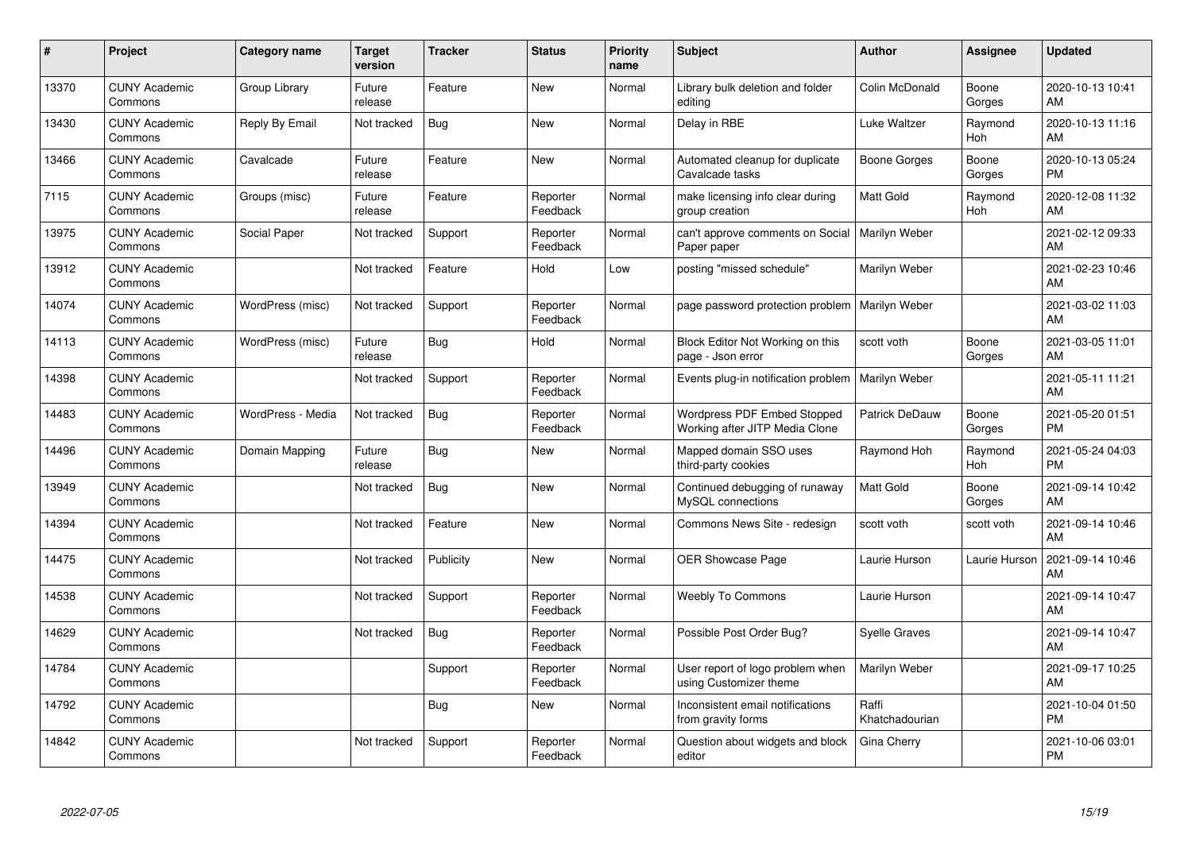| # | Project | Category name | Target version | Tracker | Status | Priority name | Subject | Author | Assignee | Updated |
|---|---|---|---|---|---|---|---|---|---|---|
| 13370 | CUNY Academic Commons | Group Library | Future release | Feature | New | Normal | Library bulk deletion and folder editing | Colin McDonald | Boone Gorges | 2020-10-13 10:41 AM |
| 13430 | CUNY Academic Commons | Reply By Email | Not tracked | Bug | New | Normal | Delay in RBE | Luke Waltzer | Raymond Hoh | 2020-10-13 11:16 AM |
| 13466 | CUNY Academic Commons | Cavalcade | Future release | Feature | New | Normal | Automated cleanup for duplicate Cavalcade tasks | Boone Gorges | Boone Gorges | 2020-10-13 05:24 PM |
| 7115 | CUNY Academic Commons | Groups (misc) | Future release | Feature | Reporter Feedback | Normal | make licensing info clear during group creation | Matt Gold | Raymond Hoh | 2020-12-08 11:32 AM |
| 13975 | CUNY Academic Commons | Social Paper | Not tracked | Support | Reporter Feedback | Normal | can't approve comments on Social Paper paper | Marilyn Weber | | 2021-02-12 09:33 AM |
| 13912 | CUNY Academic Commons | | Not tracked | Feature | Hold | Low | posting "missed schedule" | Marilyn Weber | | 2021-02-23 10:46 AM |
| 14074 | CUNY Academic Commons | WordPress (misc) | Not tracked | Support | Reporter Feedback | Normal | page password protection problem | Marilyn Weber | | 2021-03-02 11:03 AM |
| 14113 | CUNY Academic Commons | WordPress (misc) | Future release | Bug | Hold | Normal | Block Editor Not Working on this page - Json error | scott voth | Boone Gorges | 2021-03-05 11:01 AM |
| 14398 | CUNY Academic Commons | | Not tracked | Support | Reporter Feedback | Normal | Events plug-in notification problem | Marilyn Weber | | 2021-05-11 11:21 AM |
| 14483 | CUNY Academic Commons | WordPress - Media | Not tracked | Bug | Reporter Feedback | Normal | Wordpress PDF Embed Stopped Working after JITP Media Clone | Patrick DeDauw | Boone Gorges | 2021-05-20 01:51 PM |
| 14496 | CUNY Academic Commons | Domain Mapping | Future release | Bug | New | Normal | Mapped domain SSO uses third-party cookies | Raymond Hoh | Raymond Hoh | 2021-05-24 04:03 PM |
| 13949 | CUNY Academic Commons | | Not tracked | Bug | New | Normal | Continued debugging of runaway MySQL connections | Matt Gold | Boone Gorges | 2021-09-14 10:42 AM |
| 14394 | CUNY Academic Commons | | Not tracked | Feature | New | Normal | Commons News Site - redesign | scott voth | scott voth | 2021-09-14 10:46 AM |
| 14475 | CUNY Academic Commons | | Not tracked | Publicity | New | Normal | OER Showcase Page | Laurie Hurson | Laurie Hurson | 2021-09-14 10:46 AM |
| 14538 | CUNY Academic Commons | | Not tracked | Support | Reporter Feedback | Normal | Weebly To Commons | Laurie Hurson | | 2021-09-14 10:47 AM |
| 14629 | CUNY Academic Commons | | Not tracked | Bug | Reporter Feedback | Normal | Possible Post Order Bug? | Syelle Graves | | 2021-09-14 10:47 AM |
| 14784 | CUNY Academic Commons | | | Support | Reporter Feedback | Normal | User report of logo problem when using Customizer theme | Marilyn Weber | | 2021-09-17 10:25 AM |
| 14792 | CUNY Academic Commons | | | Bug | New | Normal | Inconsistent email notifications from gravity forms | Raffi Khatchadourian | | 2021-10-04 01:50 PM |
| 14842 | CUNY Academic Commons | | Not tracked | Support | Reporter Feedback | Normal | Question about widgets and block editor | Gina Cherry | | 2021-10-06 03:01 PM |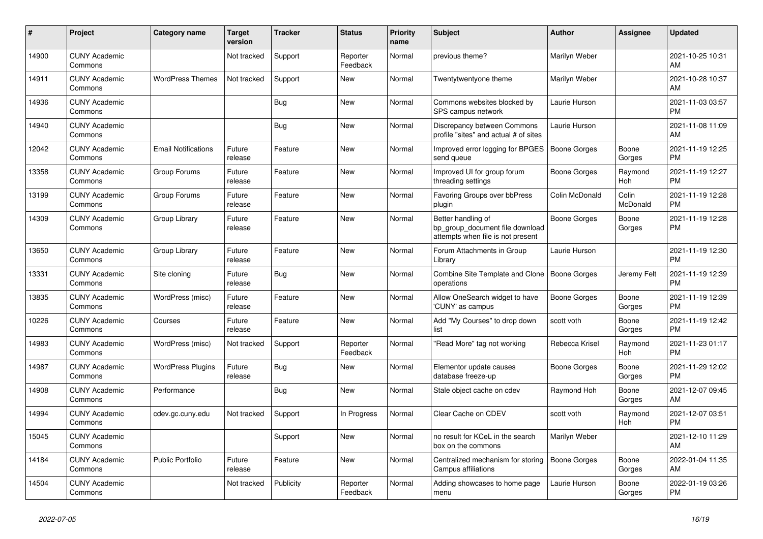| # | Project | Category name | Target version | Tracker | Status | Priority name | Subject | Author | Assignee | Updated |
|---|---|---|---|---|---|---|---|---|---|---|
| 14900 | CUNY Academic Commons | | Not tracked | Support | Reporter Feedback | Normal | previous theme? | Marilyn Weber | | 2021-10-25 10:31 AM |
| 14911 | CUNY Academic Commons | WordPress Themes | Not tracked | Support | New | Normal | Twentytwentyone theme | Marilyn Weber | | 2021-10-28 10:37 AM |
| 14936 | CUNY Academic Commons | | | Bug | New | Normal | Commons websites blocked by SPS campus network | Laurie Hurson | | 2021-11-03 03:57 PM |
| 14940 | CUNY Academic Commons | | | Bug | New | Normal | Discrepancy between Commons profile "sites" and actual # of sites | Laurie Hurson | | 2021-11-08 11:09 AM |
| 12042 | CUNY Academic Commons | Email Notifications | Future release | Feature | New | Normal | Improved error logging for BPGES send queue | Boone Gorges | Boone Gorges | 2021-11-19 12:25 PM |
| 13358 | CUNY Academic Commons | Group Forums | Future release | Feature | New | Normal | Improved UI for group forum threading settings | Boone Gorges | Raymond Hoh | 2021-11-19 12:27 PM |
| 13199 | CUNY Academic Commons | Group Forums | Future release | Feature | New | Normal | Favoring Groups over bbPress plugin | Colin McDonald | Colin McDonald | 2021-11-19 12:28 PM |
| 14309 | CUNY Academic Commons | Group Library | Future release | Feature | New | Normal | Better handling of bp_group_document file download attempts when file is not present | Boone Gorges | Boone Gorges | 2021-11-19 12:28 PM |
| 13650 | CUNY Academic Commons | Group Library | Future release | Feature | New | Normal | Forum Attachments in Group Library | Laurie Hurson | | 2021-11-19 12:30 PM |
| 13331 | CUNY Academic Commons | Site cloning | Future release | Bug | New | Normal | Combine Site Template and Clone operations | Boone Gorges | Jeremy Felt | 2021-11-19 12:39 PM |
| 13835 | CUNY Academic Commons | WordPress (misc) | Future release | Feature | New | Normal | Allow OneSearch widget to have 'CUNY' as campus | Boone Gorges | Boone Gorges | 2021-11-19 12:39 PM |
| 10226 | CUNY Academic Commons | Courses | Future release | Feature | New | Normal | Add "My Courses" to drop down list | scott voth | Boone Gorges | 2021-11-19 12:42 PM |
| 14983 | CUNY Academic Commons | WordPress (misc) | Not tracked | Support | Reporter Feedback | Normal | "Read More" tag not working | Rebecca Krisel | Raymond Hoh | 2021-11-23 01:17 PM |
| 14987 | CUNY Academic Commons | WordPress Plugins | Future release | Bug | New | Normal | Elementor update causes database freeze-up | Boone Gorges | Boone Gorges | 2021-11-29 12:02 PM |
| 14908 | CUNY Academic Commons | Performance | | Bug | New | Normal | Stale object cache on cdev | Raymond Hoh | Boone Gorges | 2021-12-07 09:45 AM |
| 14994 | CUNY Academic Commons | cdev.gc.cuny.edu | Not tracked | Support | In Progress | Normal | Clear Cache on CDEV | scott voth | Raymond Hoh | 2021-12-07 03:51 PM |
| 15045 | CUNY Academic Commons | | | Support | New | Normal | no result for KCeL in the search box on the commons | Marilyn Weber | | 2021-12-10 11:29 AM |
| 14184 | CUNY Academic Commons | Public Portfolio | Future release | Feature | New | Normal | Centralized mechanism for storing Campus affiliations | Boone Gorges | Boone Gorges | 2022-01-04 11:35 AM |
| 14504 | CUNY Academic Commons | | Not tracked | Publicity | Reporter Feedback | Normal | Adding showcases to home page menu | Laurie Hurson | Boone Gorges | 2022-01-19 03:26 PM |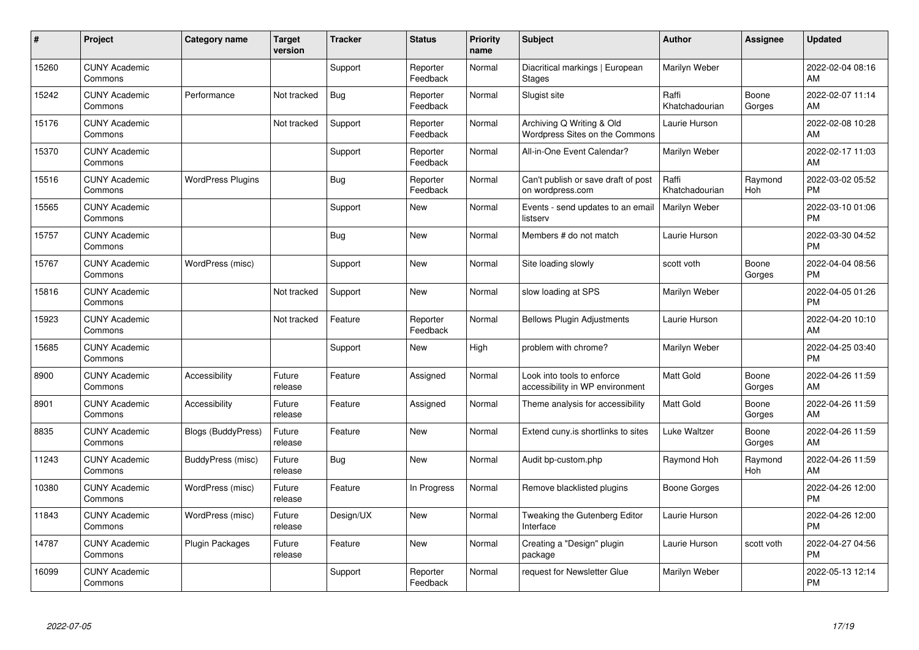| # | Project | Category name | Target version | Tracker | Status | Priority name | Subject | Author | Assignee | Updated |
|---|---|---|---|---|---|---|---|---|---|---|
| 15260 | CUNY Academic Commons | | | Support | Reporter Feedback | Normal | Diacritical markings \| European Stages | Marilyn Weber | | 2022-02-04 08:16 AM |
| 15242 | CUNY Academic Commons | Performance | Not tracked | Bug | Reporter Feedback | Normal | Slugist site | Raffi Khatchadourian | Boone Gorges | 2022-02-07 11:14 AM |
| 15176 | CUNY Academic Commons | | Not tracked | Support | Reporter Feedback | Normal | Archiving Q Writing & Old Wordpress Sites on the Commons | Laurie Hurson | | 2022-02-08 10:28 AM |
| 15370 | CUNY Academic Commons | | | Support | Reporter Feedback | Normal | All-in-One Event Calendar? | Marilyn Weber | | 2022-02-17 11:03 AM |
| 15516 | CUNY Academic Commons | WordPress Plugins | | Bug | Reporter Feedback | Normal | Can't publish or save draft of post on wordpress.com | Raffi Khatchadourian | Raymond Hoh | 2022-03-02 05:52 PM |
| 15565 | CUNY Academic Commons | | | Support | New | Normal | Events - send updates to an email listserv | Marilyn Weber | | 2022-03-10 01:06 PM |
| 15757 | CUNY Academic Commons | | | Bug | New | Normal | Members # do not match | Laurie Hurson | | 2022-03-30 04:52 PM |
| 15767 | CUNY Academic Commons | WordPress (misc) | | Support | New | Normal | Site loading slowly | scott voth | Boone Gorges | 2022-04-04 08:56 PM |
| 15816 | CUNY Academic Commons | | Not tracked | Support | New | Normal | slow loading at SPS | Marilyn Weber | | 2022-04-05 01:26 PM |
| 15923 | CUNY Academic Commons | | Not tracked | Feature | Reporter Feedback | Normal | Bellows Plugin Adjustments | Laurie Hurson | | 2022-04-20 10:10 AM |
| 15685 | CUNY Academic Commons | | | Support | New | High | problem with chrome? | Marilyn Weber | | 2022-04-25 03:40 PM |
| 8900 | CUNY Academic Commons | Accessibility | Future release | Feature | Assigned | Normal | Look into tools to enforce accessibility in WP environment | Matt Gold | Boone Gorges | 2022-04-26 11:59 AM |
| 8901 | CUNY Academic Commons | Accessibility | Future release | Feature | Assigned | Normal | Theme analysis for accessibility | Matt Gold | Boone Gorges | 2022-04-26 11:59 AM |
| 8835 | CUNY Academic Commons | Blogs (BuddyPress) | Future release | Feature | New | Normal | Extend cuny.is shortlinks to sites | Luke Waltzer | Boone Gorges | 2022-04-26 11:59 AM |
| 11243 | CUNY Academic Commons | BuddyPress (misc) | Future release | Bug | New | Normal | Audit bp-custom.php | Raymond Hoh | Raymond Hoh | 2022-04-26 11:59 AM |
| 10380 | CUNY Academic Commons | WordPress (misc) | Future release | Feature | In Progress | Normal | Remove blacklisted plugins | Boone Gorges | | 2022-04-26 12:00 PM |
| 11843 | CUNY Academic Commons | WordPress (misc) | Future release | Design/UX | New | Normal | Tweaking the Gutenberg Editor Interface | Laurie Hurson | | 2022-04-26 12:00 PM |
| 14787 | CUNY Academic Commons | Plugin Packages | Future release | Feature | New | Normal | Creating a "Design" plugin package | Laurie Hurson | scott voth | 2022-04-27 04:56 PM |
| 16099 | CUNY Academic Commons | | | Support | Reporter Feedback | Normal | request for Newsletter Glue | Marilyn Weber | | 2022-05-13 12:14 PM |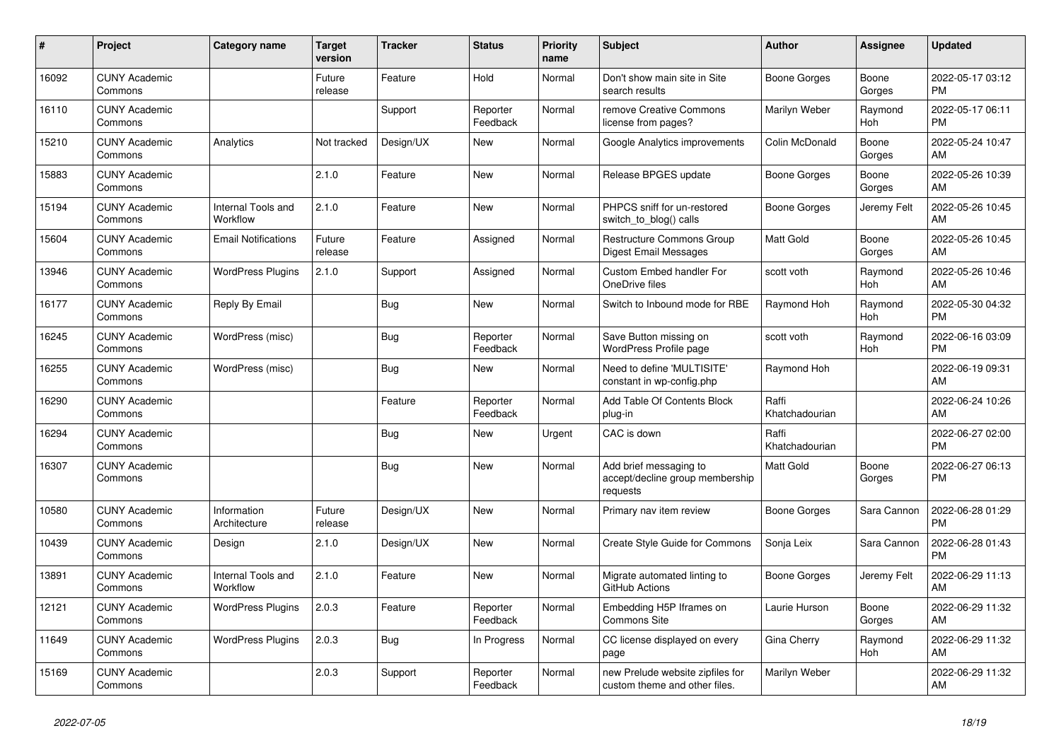| # | Project | Category name | Target version | Tracker | Status | Priority name | Subject | Author | Assignee | Updated |
|---|---|---|---|---|---|---|---|---|---|---|
| 16092 | CUNY Academic Commons | | Future release | Feature | Hold | Normal | Don't show main site in Site search results | Boone Gorges | Boone Gorges | 2022-05-17 03:12 PM |
| 16110 | CUNY Academic Commons | | | Support | Reporter Feedback | Normal | remove Creative Commons license from pages? | Marilyn Weber | Raymond Hoh | 2022-05-17 06:11 PM |
| 15210 | CUNY Academic Commons | Analytics | Not tracked | Design/UX | New | Normal | Google Analytics improvements | Colin McDonald | Boone Gorges | 2022-05-24 10:47 AM |
| 15883 | CUNY Academic Commons | | 2.1.0 | Feature | New | Normal | Release BPGES update | Boone Gorges | Boone Gorges | 2022-05-26 10:39 AM |
| 15194 | CUNY Academic Commons | Internal Tools and Workflow | 2.1.0 | Feature | New | Normal | PHPCS sniff for un-restored switch_to_blog() calls | Boone Gorges | Jeremy Felt | 2022-05-26 10:45 AM |
| 15604 | CUNY Academic Commons | Email Notifications | Future release | Feature | Assigned | Normal | Restructure Commons Group Digest Email Messages | Matt Gold | Boone Gorges | 2022-05-26 10:45 AM |
| 13946 | CUNY Academic Commons | WordPress Plugins | 2.1.0 | Support | Assigned | Normal | Custom Embed handler For OneDrive files | scott voth | Raymond Hoh | 2022-05-26 10:46 AM |
| 16177 | CUNY Academic Commons | Reply By Email | | Bug | New | Normal | Switch to Inbound mode for RBE | Raymond Hoh | Raymond Hoh | 2022-05-30 04:32 PM |
| 16245 | CUNY Academic Commons | WordPress (misc) | | Bug | Reporter Feedback | Normal | Save Button missing on WordPress Profile page | scott voth | Raymond Hoh | 2022-06-16 03:09 PM |
| 16255 | CUNY Academic Commons | WordPress (misc) | | Bug | New | Normal | Need to define 'MULTISITE' constant in wp-config.php | Raymond Hoh | | 2022-06-19 09:31 AM |
| 16290 | CUNY Academic Commons | | | Feature | Reporter Feedback | Normal | Add Table Of Contents Block plug-in | Raffi Khatchadourian | | 2022-06-24 10:26 AM |
| 16294 | CUNY Academic Commons | | | Bug | New | Urgent | CAC is down | Raffi Khatchadourian | | 2022-06-27 02:00 PM |
| 16307 | CUNY Academic Commons | | | Bug | New | Normal | Add brief messaging to accept/decline group membership requests | Matt Gold | Boone Gorges | 2022-06-27 06:13 PM |
| 10580 | CUNY Academic Commons | Information Architecture | Future release | Design/UX | New | Normal | Primary nav item review | Boone Gorges | Sara Cannon | 2022-06-28 01:29 PM |
| 10439 | CUNY Academic Commons | Design | 2.1.0 | Design/UX | New | Normal | Create Style Guide for Commons | Sonja Leix | Sara Cannon | 2022-06-28 01:43 PM |
| 13891 | CUNY Academic Commons | Internal Tools and Workflow | 2.1.0 | Feature | New | Normal | Migrate automated linting to GitHub Actions | Boone Gorges | Jeremy Felt | 2022-06-29 11:13 AM |
| 12121 | CUNY Academic Commons | WordPress Plugins | 2.0.3 | Feature | Reporter Feedback | Normal | Embedding H5P Iframes on Commons Site | Laurie Hurson | Boone Gorges | 2022-06-29 11:32 AM |
| 11649 | CUNY Academic Commons | WordPress Plugins | 2.0.3 | Bug | In Progress | Normal | CC license displayed on every page | Gina Cherry | Raymond Hoh | 2022-06-29 11:32 AM |
| 15169 | CUNY Academic Commons | | 2.0.3 | Support | Reporter Feedback | Normal | new Prelude website zipfiles for custom theme and other files. | Marilyn Weber | | 2022-06-29 11:32 AM |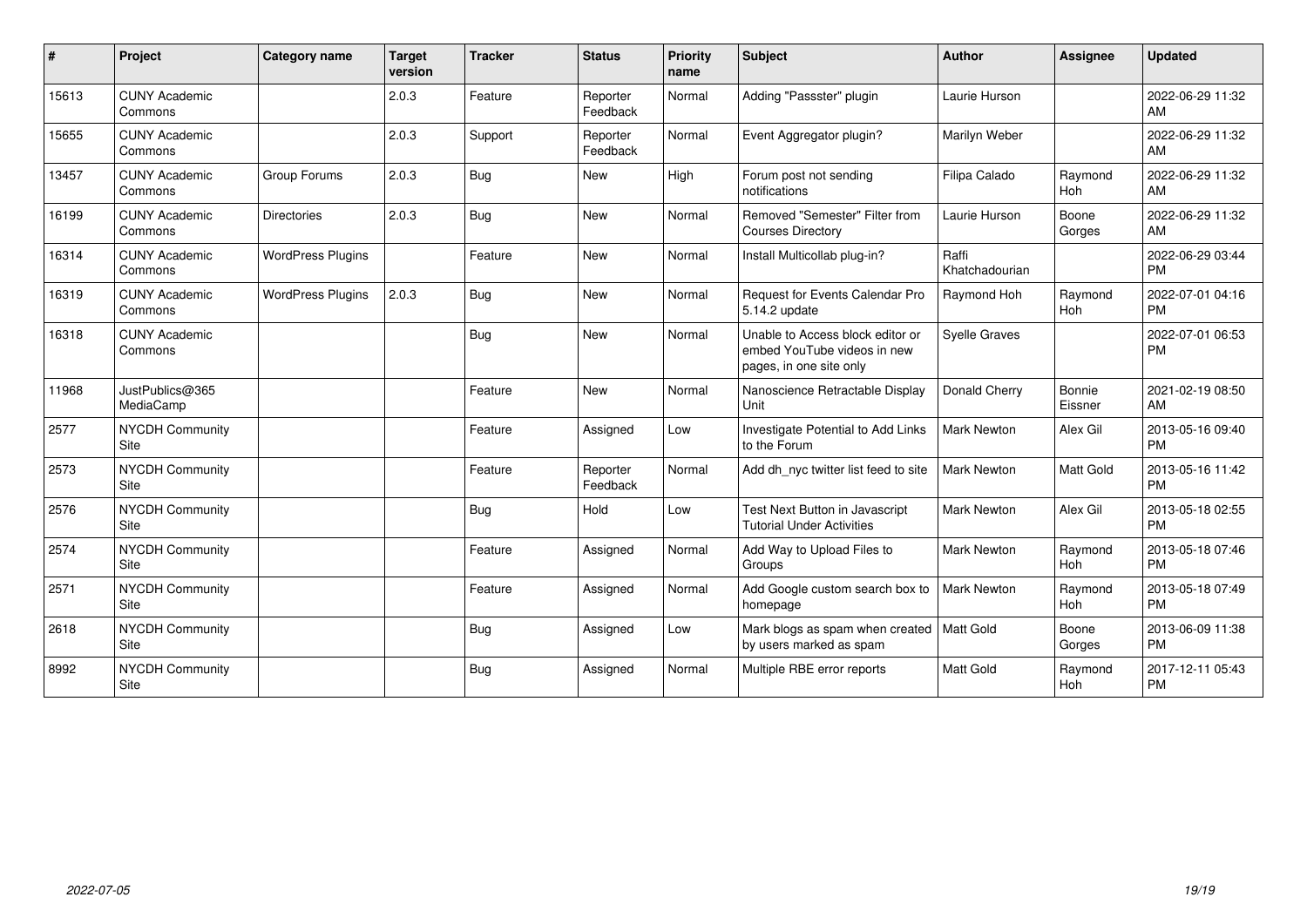| # | Project | Category name | Target version | Tracker | Status | Priority name | Subject | Author | Assignee | Updated |
|---|---|---|---|---|---|---|---|---|---|---|
| 15613 | CUNY Academic Commons | | 2.0.3 | Feature | Reporter Feedback | Normal | Adding "Passster" plugin | Laurie Hurson | | 2022-06-29 11:32 AM |
| 15655 | CUNY Academic Commons | | 2.0.3 | Support | Reporter Feedback | Normal | Event Aggregator plugin? | Marilyn Weber | | 2022-06-29 11:32 AM |
| 13457 | CUNY Academic Commons | Group Forums | 2.0.3 | Bug | New | High | Forum post not sending notifications | Filipa Calado | Raymond Hoh | 2022-06-29 11:32 AM |
| 16199 | CUNY Academic Commons | Directories | 2.0.3 | Bug | New | Normal | Removed "Semester" Filter from Courses Directory | Laurie Hurson | Boone Gorges | 2022-06-29 11:32 AM |
| 16314 | CUNY Academic Commons | WordPress Plugins | | Feature | New | Normal | Install Multicollab plug-in? | Raffi Khatchadourian | | 2022-06-29 03:44 PM |
| 16319 | CUNY Academic Commons | WordPress Plugins | 2.0.3 | Bug | New | Normal | Request for Events Calendar Pro 5.14.2 update | Raymond Hoh | Raymond Hoh | 2022-07-01 04:16 PM |
| 16318 | CUNY Academic Commons | | | Bug | New | Normal | Unable to Access block editor or embed YouTube videos in new pages, in one site only | Syelle Graves | | 2022-07-01 06:53 PM |
| 11968 | JustPublics@365 MediaCamp | | | Feature | New | Normal | Nanoscience Retractable Display Unit | Donald Cherry | Bonnie Eissner | 2021-02-19 08:50 AM |
| 2577 | NYCDH Community Site | | | Feature | Assigned | Low | Investigate Potential to Add Links to the Forum | Mark Newton | Alex Gil | 2013-05-16 09:40 PM |
| 2573 | NYCDH Community Site | | | Feature | Reporter Feedback | Normal | Add dh_nyc twitter list feed to site | Mark Newton | Matt Gold | 2013-05-16 11:42 PM |
| 2576 | NYCDH Community Site | | | Bug | Hold | Low | Test Next Button in Javascript Tutorial Under Activities | Mark Newton | Alex Gil | 2013-05-18 02:55 PM |
| 2574 | NYCDH Community Site | | | Feature | Assigned | Normal | Add Way to Upload Files to Groups | Mark Newton | Raymond Hoh | 2013-05-18 07:46 PM |
| 2571 | NYCDH Community Site | | | Feature | Assigned | Normal | Add Google custom search box to homepage | Mark Newton | Raymond Hoh | 2013-05-18 07:49 PM |
| 2618 | NYCDH Community Site | | | Bug | Assigned | Low | Mark blogs as spam when created by users marked as spam | Matt Gold | Boone Gorges | 2013-06-09 11:38 PM |
| 8992 | NYCDH Community Site | | | Bug | Assigned | Normal | Multiple RBE error reports | Matt Gold | Raymond Hoh | 2017-12-11 05:43 PM |